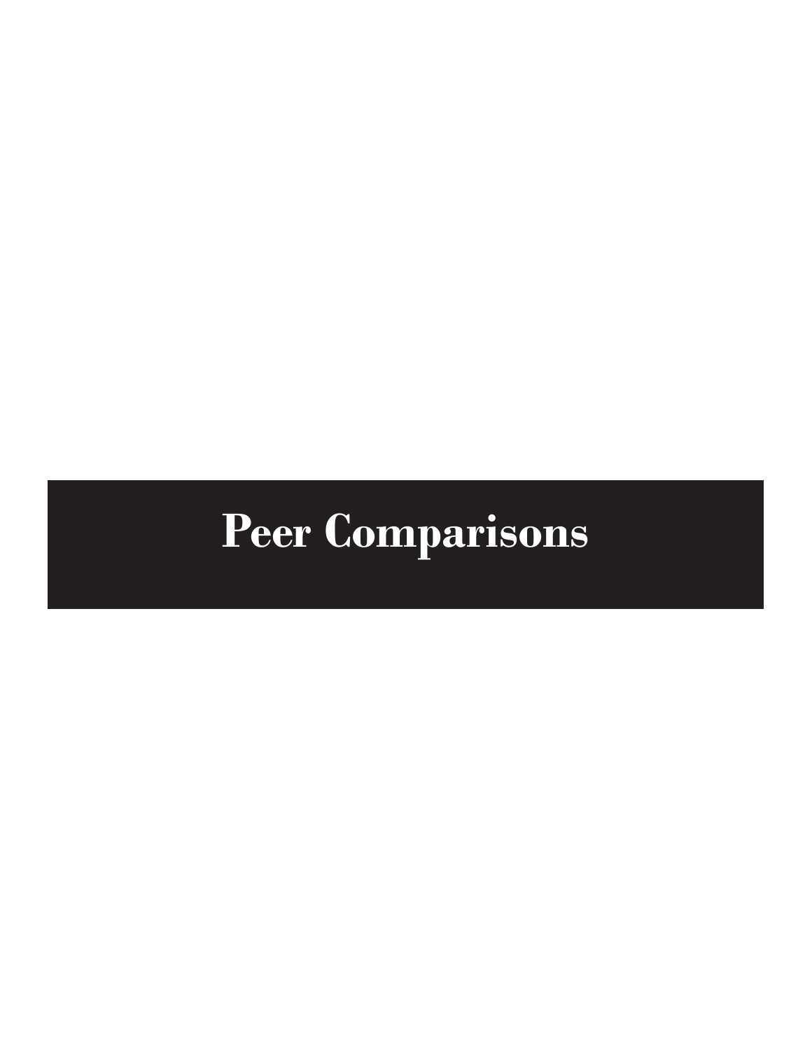# Peer Comparisons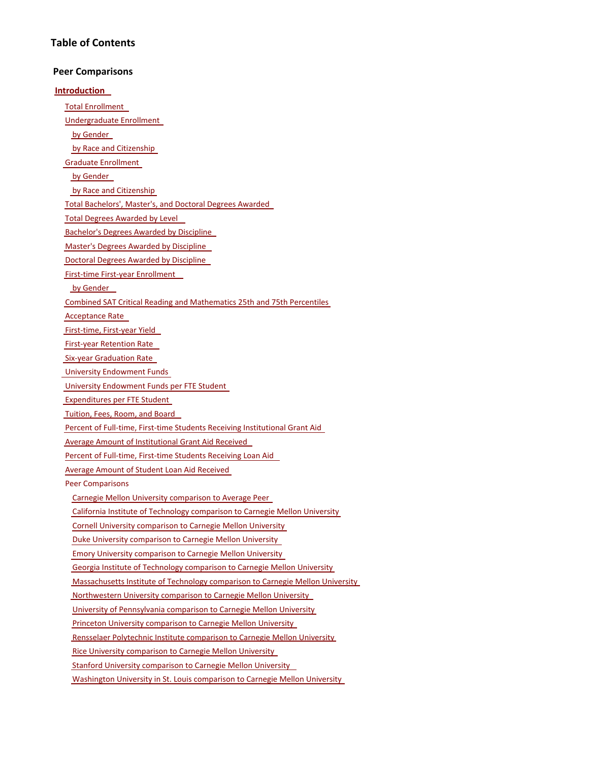# Table of Contents

## Peer Comparisons

**Introduction**

- Total Enrollment
- Undergraduate Enrollment
  - by Gender
  - by Race and Citizenship
- Graduate Enrollment
  - by Gender
  - by Race and Citizenship
- Total Bachelors', Master's, and Doctoral Degrees Awarded
- Total Degrees Awarded by Level
- Bachelor's Degrees Awarded by Discipline
- Master's Degrees Awarded by Discipline
- Doctoral Degrees Awarded by Discipline
- First-time First-year Enrollment
  - by Gender
- Combined SAT Critical Reading and Mathematics 25th and 75th Percentiles
- Acceptance Rate
- First-time, First-year Yield
- First-year Retention Rate
- Six-year Graduation Rate
- University Endowment Funds
- University Endowment Funds per FTE Student
- Expenditures per FTE Student
- Tuition, Fees, Room, and Board
- Percent of Full-time, First-time Students Receiving Institutional Grant Aid
- Average Amount of Institutional Grant Aid Received
- Percent of Full-time, First-time Students Receiving Loan Aid
- Average Amount of Student Loan Aid Received
- Peer Comparisons
  - Carnegie Mellon University comparison to Average Peer
  - California Institute of Technology comparison to Carnegie Mellon University
  - Cornell University comparison to Carnegie Mellon University
  - Duke University comparison to Carnegie Mellon University
  - Emory University comparison to Carnegie Mellon University
  - Georgia Institute of Technology comparison to Carnegie Mellon University
  - Massachusetts Institute of Technology comparison to Carnegie Mellon University
  - Northwestern University comparison to Carnegie Mellon University
  - University of Pennsylvania comparison to Carnegie Mellon University
  - Princeton University comparison to Carnegie Mellon University
  - Rensselaer Polytechnic Institute comparison to Carnegie Mellon University
  - Rice University comparison to Carnegie Mellon University
  - Stanford University comparison to Carnegie Mellon University
  - Washington University in St. Louis comparison to Carnegie Mellon University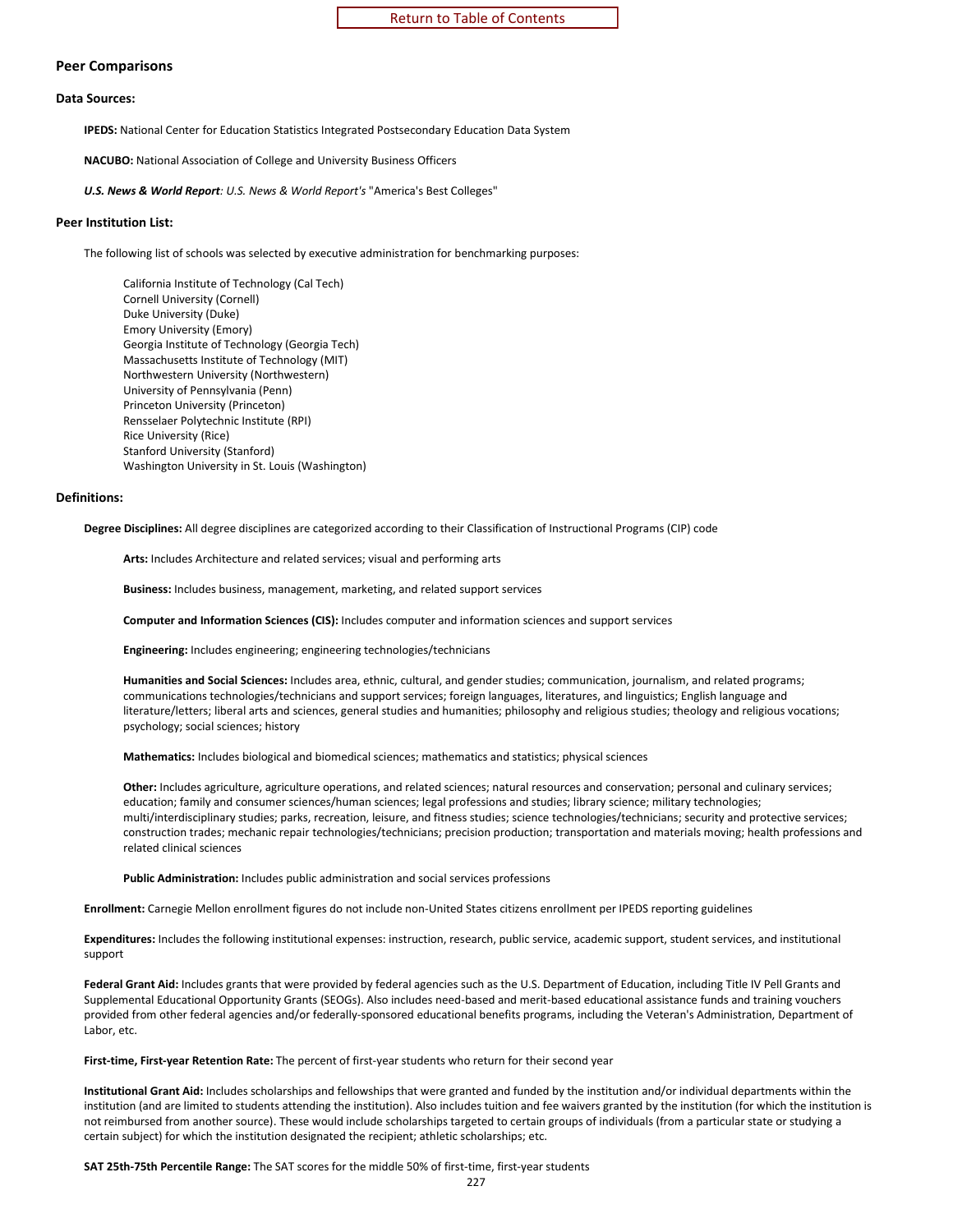## Peer Comparisons

### Data Sources:

**IPEDS:** National Center for Education Statistics Integrated Postsecondary Education Data System

**NACUBO:** National Association of College and University Business Officers

***U.S. News & World Report**: U.S. News & World Report's* "America's Best Colleges"

### Peer Institution List:

The following list of schools was selected by executive administration for benchmarking purposes:

- California Institute of Technology (Cal Tech)
- Cornell University (Cornell)
- Duke University (Duke)
- Emory University (Emory)
- Georgia Institute of Technology (Georgia Tech)
- Massachusetts Institute of Technology (MIT)
- Northwestern University (Northwestern)
- University of Pennsylvania (Penn)
- Princeton University (Princeton)
- Rensselaer Polytechnic Institute (RPI)
- Rice University (Rice)
- Stanford University (Stanford)
- Washington University in St. Louis (Washington)

### Definitions:

**Degree Disciplines:** All degree disciplines are categorized according to their Classification of Instructional Programs (CIP) code

**Arts:** Includes Architecture and related services; visual and performing arts

**Business:** Includes business, management, marketing, and related support services

**Computer and Information Sciences (CIS):** Includes computer and information sciences and support services

**Engineering:** Includes engineering; engineering technologies/technicians

**Humanities and Social Sciences:** Includes area, ethnic, cultural, and gender studies; communication, journalism, and related programs; communications technologies/technicians and support services; foreign languages, literatures, and linguistics; English language and literature/letters; liberal arts and sciences, general studies and humanities; philosophy and religious studies; theology and religious vocations; psychology; social sciences; history

**Mathematics:** Includes biological and biomedical sciences; mathematics and statistics; physical sciences

**Other:** Includes agriculture, agriculture operations, and related sciences; natural resources and conservation; personal and culinary services; education; family and consumer sciences/human sciences; legal professions and studies; library science; military technologies; multi/interdisciplinary studies; parks, recreation, leisure, and fitness studies; science technologies/technicians; security and protective services; construction trades; mechanic repair technologies/technicians; precision production; transportation and materials moving; health professions and related clinical sciences

**Public Administration:** Includes public administration and social services professions

**Enrollment:** Carnegie Mellon enrollment figures do not include non-United States citizens enrollment per IPEDS reporting guidelines

**Expenditures:** Includes the following institutional expenses: instruction, research, public service, academic support, student services, and institutional support

**Federal Grant Aid:** Includes grants that were provided by federal agencies such as the U.S. Department of Education, including Title IV Pell Grants and Supplemental Educational Opportunity Grants (SEOGs). Also includes need-based and merit-based educational assistance funds and training vouchers provided from other federal agencies and/or federally-sponsored educational benefits programs, including the Veteran's Administration, Department of Labor, etc.

**First-time, First-year Retention Rate:** The percent of first-year students who return for their second year

**Institutional Grant Aid:** Includes scholarships and fellowships that were granted and funded by the institution and/or individual departments within the institution (and are limited to students attending the institution). Also includes tuition and fee waivers granted by the institution (for which the institution is not reimbursed from another source). These would include scholarships targeted to certain groups of individuals (from a particular state or studying a certain subject) for which the institution designated the recipient; athletic scholarships; etc.

**SAT 25th-75th Percentile Range:** The SAT scores for the middle 50% of first-time, first-year students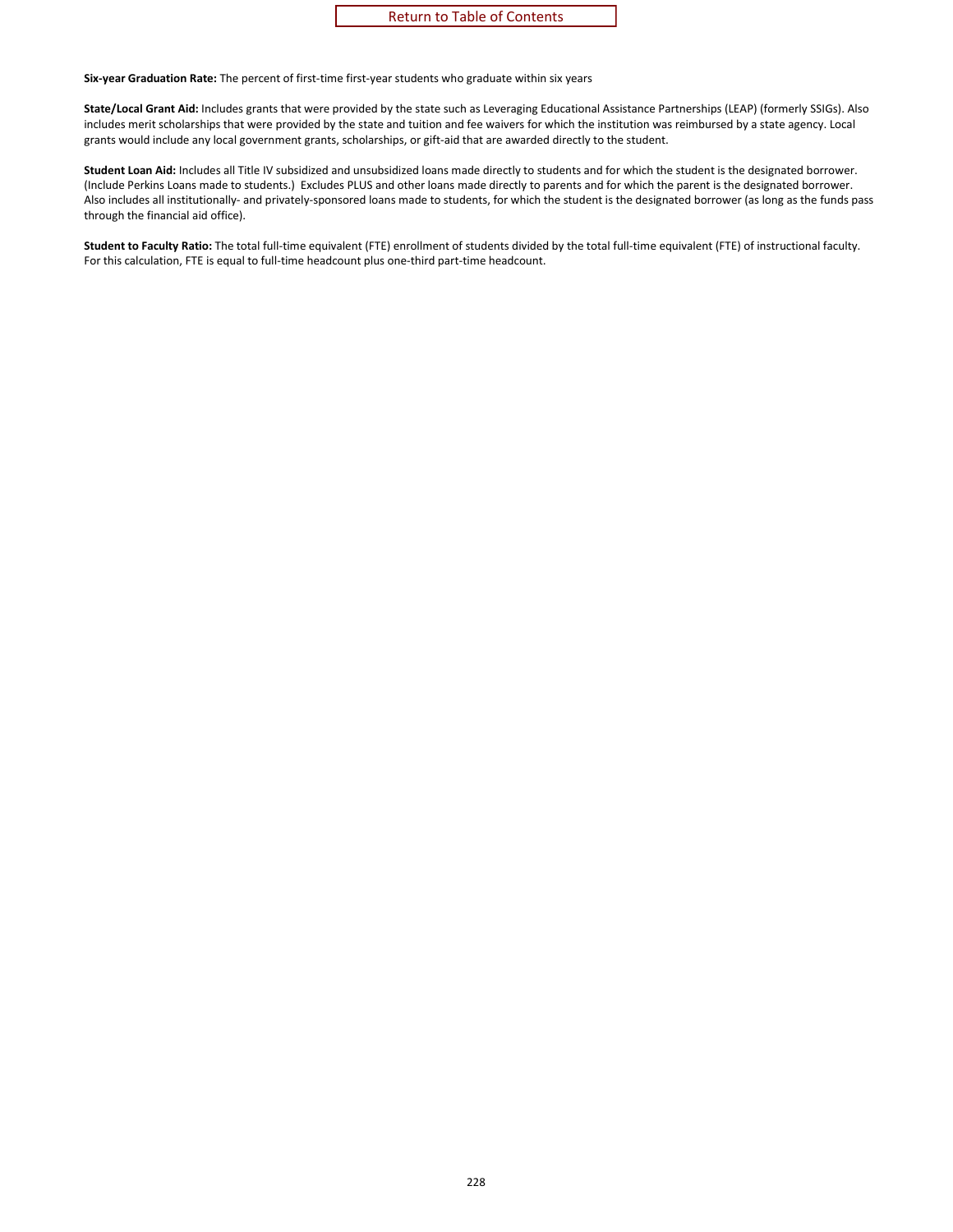Return to Table of Contents

**Six-year Graduation Rate:** The percent of first-time first-year students who graduate within six years

**State/Local Grant Aid:** Includes grants that were provided by the state such as Leveraging Educational Assistance Partnerships (LEAP) (formerly SSIGs). Also includes merit scholarships that were provided by the state and tuition and fee waivers for which the institution was reimbursed by a state agency. Local grants would include any local government grants, scholarships, or gift-aid that are awarded directly to the student.

**Student Loan Aid:** Includes all Title IV subsidized and unsubsidized loans made directly to students and for which the student is the designated borrower. (Include Perkins Loans made to students.) Excludes PLUS and other loans made directly to parents and for which the parent is the designated borrower. Also includes all institutionally- and privately-sponsored loans made to students, for which the student is the designated borrower (as long as the funds pass through the financial aid office).

**Student to Faculty Ratio:** The total full-time equivalent (FTE) enrollment of students divided by the total full-time equivalent (FTE) of instructional faculty. For this calculation, FTE is equal to full-time headcount plus one-third part-time headcount.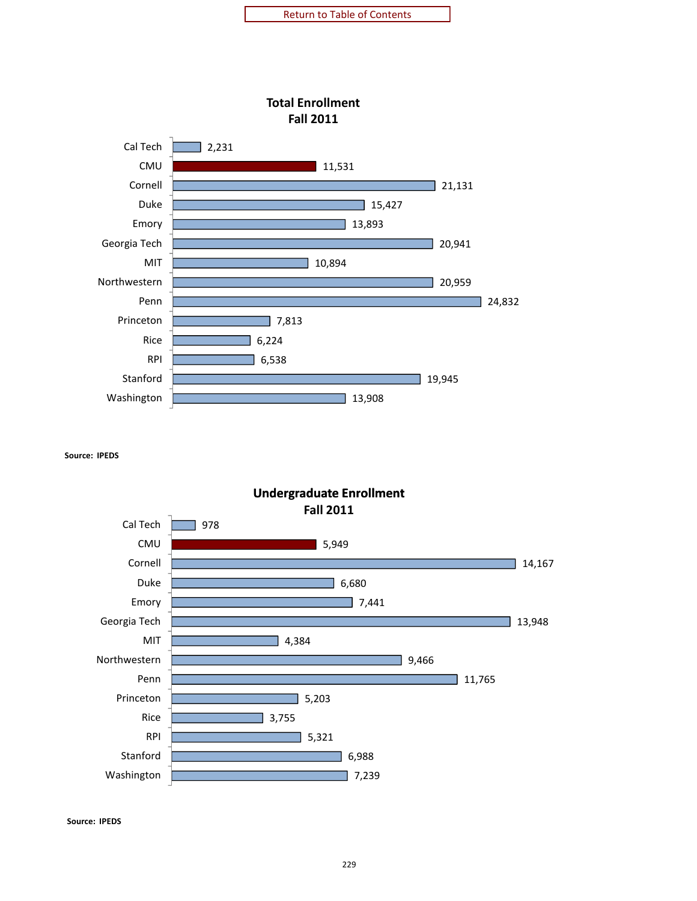Return to Table of Contents

## Total Enrollment Fall 2011

| Institution | Total Enrollment |
|---|---|
| Cal Tech | 2,231 |
| CMU | 11,531 |
| Cornell | 21,131 |
| Duke | 15,427 |
| Emory | 13,893 |
| Georgia Tech | 20,941 |
| MIT | 10,894 |
| Northwestern | 20,959 |
| Penn | 24,832 |
| Princeton | 7,813 |
| Rice | 6,224 |
| RPI | 6,538 |
| Stanford | 19,945 |
| Washington | 13,908 |

**Source: IPEDS**

## Undergraduate Enrollment Fall 2011

| Institution | Undergraduate Enrollment |
|---|---|
| Cal Tech | 978 |
| CMU | 5,949 |
| Cornell | 14,167 |
| Duke | 6,680 |
| Emory | 7,441 |
| Georgia Tech | 13,948 |
| MIT | 4,384 |
| Northwestern | 9,466 |
| Penn | 11,765 |
| Princeton | 5,203 |
| Rice | 3,755 |
| RPI | 5,321 |
| Stanford | 6,988 |
| Washington | 7,239 |

**Source: IPEDS**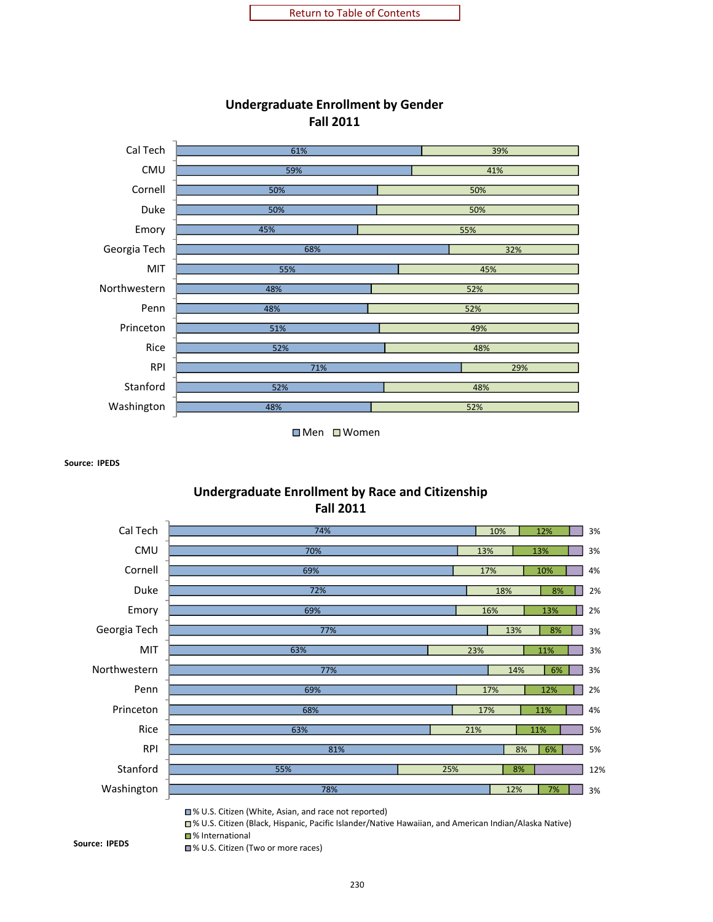Return to Table of Contents

## Undergraduate Enrollment by Gender
## Fall 2011

| Institution | Men | Women |
| --- | --- | --- |
| Cal Tech | 61% | 39% |
| CMU | 59% | 41% |
| Cornell | 50% | 50% |
| Duke | 50% | 50% |
| Emory | 45% | 55% |
| Georgia Tech | 68% | 32% |
| MIT | 55% | 45% |
| Northwestern | 48% | 52% |
| Penn | 48% | 52% |
| Princeton | 51% | 49% |
| Rice | 52% | 48% |
| RPI | 71% | 29% |
| Stanford | 52% | 48% |
| Washington | 48% | 52% |

**Source: IPEDS**

## Undergraduate Enrollment by Race and Citizenship
## Fall 2011

| Institution | % U.S. Citizen (White, Asian, and race not reported) | % U.S. Citizen (Black, Hispanic, Pacific Islander/Native Hawaiian, and American Indian/Alaska Native) | % International | % U.S. Citizen (Two or more races) |
| --- | --- | --- | --- | --- |
| Cal Tech | 74% | 10% | 12% | 3% |
| CMU | 70% | 13% | 13% | 3% |
| Cornell | 69% | 17% | 10% | 4% |
| Duke | 72% | 18% | 8% | 2% |
| Emory | 69% | 16% | 13% | 2% |
| Georgia Tech | 77% | 13% | 8% | 3% |
| MIT | 63% | 23% | 11% | 3% |
| Northwestern | 77% | 14% | 6% | 3% |
| Penn | 69% | 17% | 12% | 2% |
| Princeton | 68% | 17% | 11% | 4% |
| Rice | 63% | 21% | 11% | 5% |
| RPI | 81% | 8% | 6% | 5% |
| Stanford | 55% | 25% | 8% | 12% |
| Washington | 78% | 12% | 7% | 3% |

**Source: IPEDS**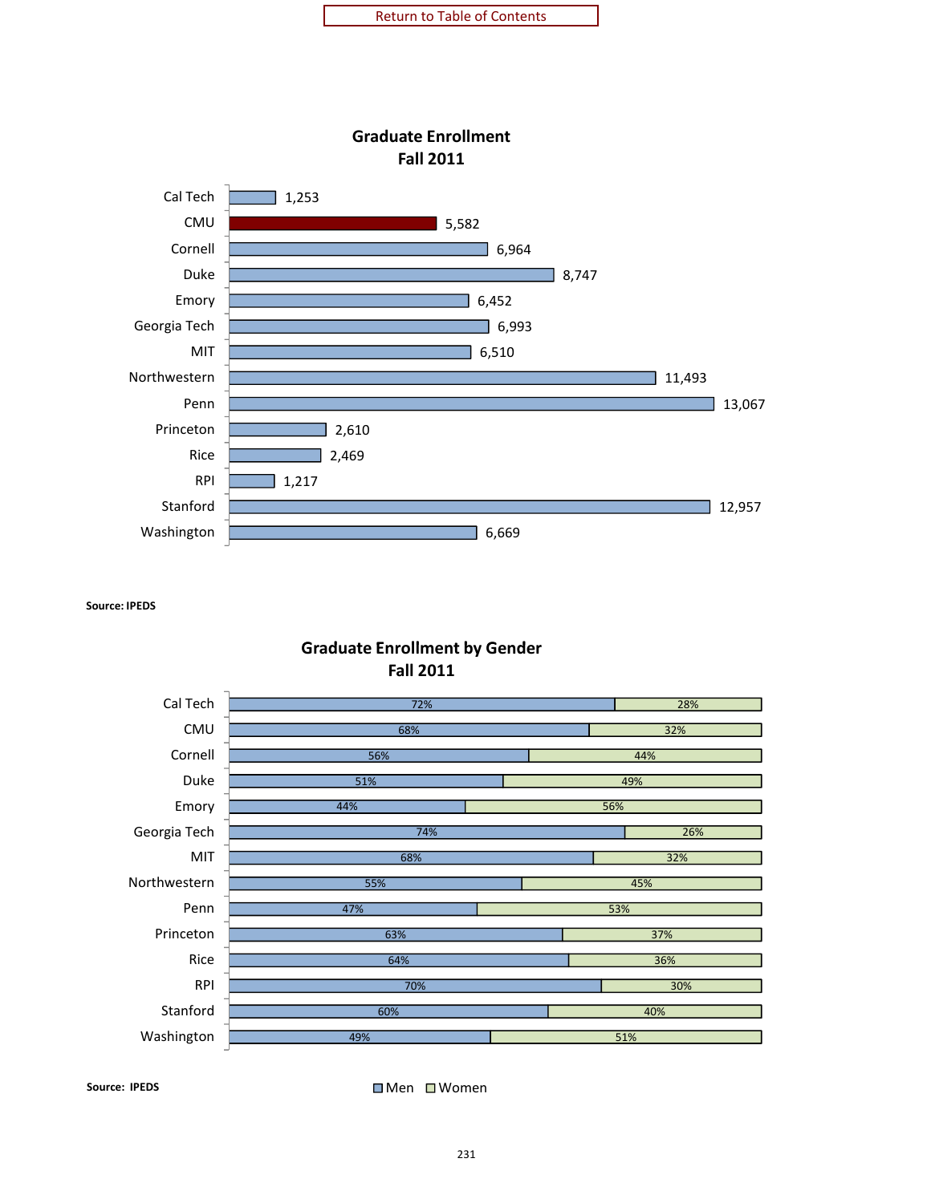Return to Table of Contents

## Graduate Enrollment
## Fall 2011

| Institution | Graduate Enrollment |
|---|---|
| Cal Tech | 1,253 |
| CMU | 5,582 |
| Cornell | 6,964 |
| Duke | 8,747 |
| Emory | 6,452 |
| Georgia Tech | 6,993 |
| MIT | 6,510 |
| Northwestern | 11,493 |
| Penn | 13,067 |
| Princeton | 2,610 |
| Rice | 2,469 |
| RPI | 1,217 |
| Stanford | 12,957 |
| Washington | 6,669 |

**Source: IPEDS**

## Graduate Enrollment by Gender
## Fall 2011

| Institution | Men | Women |
|---|---|---|
| Cal Tech | 72% | 28% |
| CMU | 68% | 32% |
| Cornell | 56% | 44% |
| Duke | 51% | 49% |
| Emory | 44% | 56% |
| Georgia Tech | 74% | 26% |
| MIT | 68% | 32% |
| Northwestern | 55% | 45% |
| Penn | 47% | 53% |
| Princeton | 63% | 37% |
| Rice | 64% | 36% |
| RPI | 70% | 30% |
| Stanford | 60% | 40% |
| Washington | 49% | 51% |

**Source: IPEDS**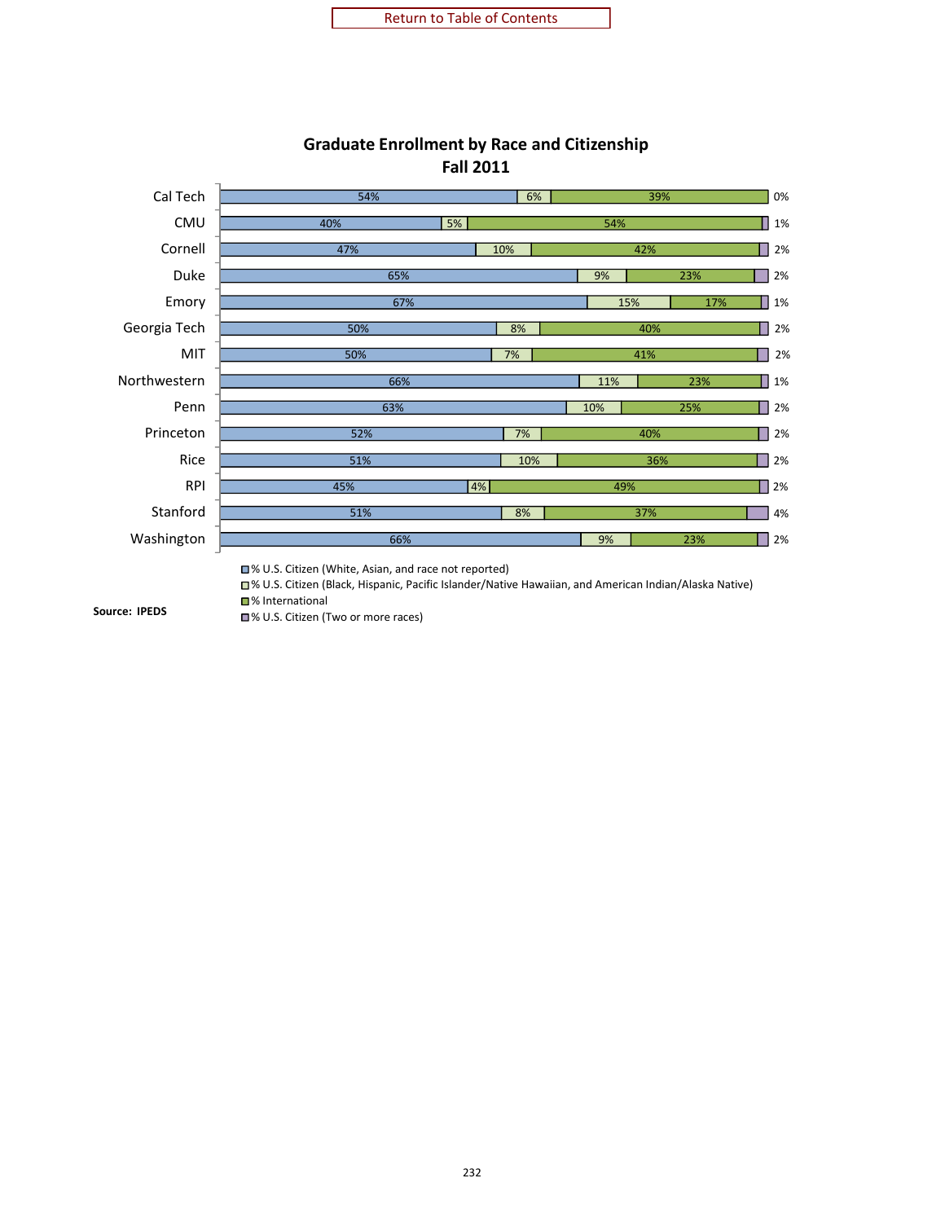[Return to Table of Contents]

## Graduate Enrollment by Race and Citizenship
## Fall 2011

| Institution | % U.S. Citizen (White, Asian, and race not reported) | % U.S. Citizen (Black, Hispanic, Pacific Islander/Native Hawaiian, and American Indian/Alaska Native) | % International | % U.S. Citizen (Two or more races) |
|---|---|---|---|---|
| Cal Tech | 54% | 6% | 39% | 0% |
| CMU | 40% | 5% | 54% | 1% |
| Cornell | 47% | 10% | 42% | 2% |
| Duke | 65% | 9% | 23% | 2% |
| Emory | 67% | 15% | 17% | 1% |
| Georgia Tech | 50% | 8% | 40% | 2% |
| MIT | 50% | 7% | 41% | 2% |
| Northwestern | 66% | 11% | 23% | 1% |
| Penn | 63% | 10% | 25% | 2% |
| Princeton | 52% | 7% | 40% | 2% |
| Rice | 51% | 10% | 36% | 2% |
| RPI | 45% | 4% | 49% | 2% |
| Stanford | 51% | 8% | 37% | 4% |
| Washington | 66% | 9% | 23% | 2% |

**Source: IPEDS**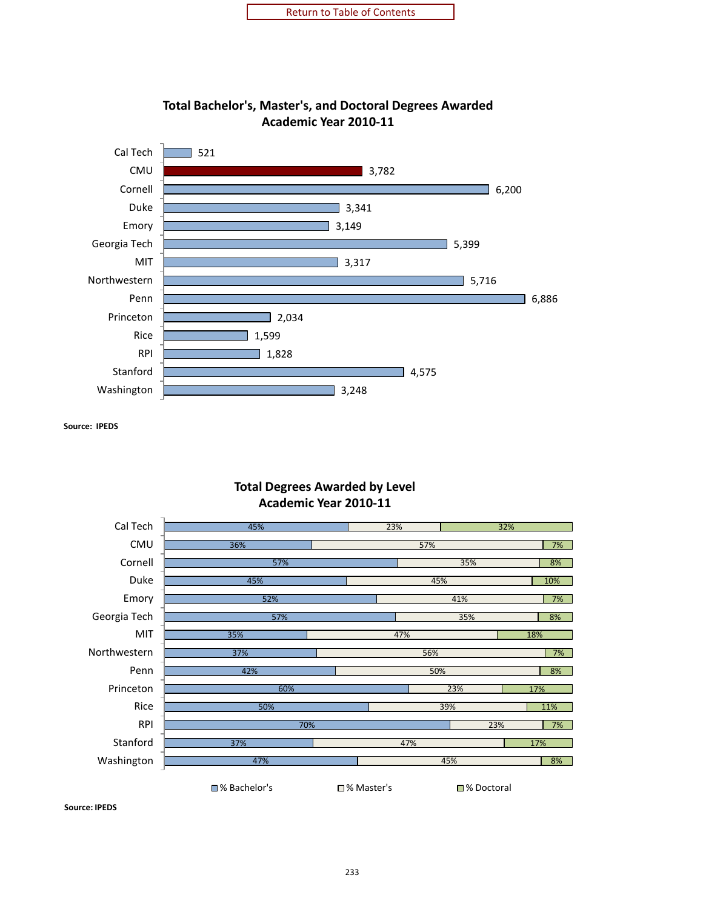Return to Table of Contents

## Total Bachelor's, Master's, and Doctoral Degrees Awarded
## Academic Year 2010-11

| Institution | Total Degrees |
|---|---|
| Cal Tech | 521 |
| CMU | 3,782 |
| Cornell | 6,200 |
| Duke | 3,341 |
| Emory | 3,149 |
| Georgia Tech | 5,399 |
| MIT | 3,317 |
| Northwestern | 5,716 |
| Penn | 6,886 |
| Princeton | 2,034 |
| Rice | 1,599 |
| RPI | 1,828 |
| Stanford | 4,575 |
| Washington | 3,248 |

**Source: IPEDS**

## Total Degrees Awarded by Level
## Academic Year 2010-11

| Institution | % Bachelor's | % Master's | % Doctoral |
|---|---|---|---|
| Cal Tech | 45% | 23% | 32% |
| CMU | 36% | 57% | 7% |
| Cornell | 57% | 35% | 8% |
| Duke | 45% | 45% | 10% |
| Emory | 52% | 41% | 7% |
| Georgia Tech | 57% | 35% | 8% |
| MIT | 35% | 47% | 18% |
| Northwestern | 37% | 56% | 7% |
| Penn | 42% | 50% | 8% |
| Princeton | 60% | 23% | 17% |
| Rice | 50% | 39% | 11% |
| RPI | 70% | 23% | 7% |
| Stanford | 37% | 47% | 17% |
| Washington | 47% | 45% | 8% |

**Source: IPEDS**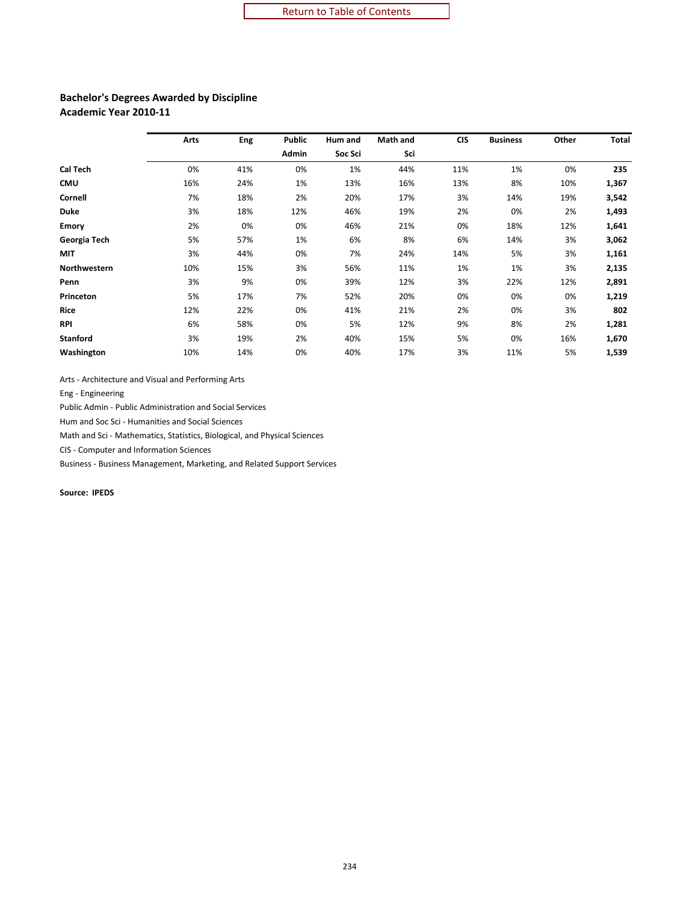Return to Table of Contents

## Bachelor's Degrees Awarded by Discipline
### Academic Year 2010-11

| | Arts | Eng | Public Admin | Hum and Soc Sci | Math and Sci | CIS | Business | Other | Total |
|---|---|---|---|---|---|---|---|---|---|
| **Cal Tech** | 0% | 41% | 0% | 1% | 44% | 11% | 1% | 0% | **235** |
| **CMU** | 16% | 24% | 1% | 13% | 16% | 13% | 8% | 10% | **1,367** |
| **Cornell** | 7% | 18% | 2% | 20% | 17% | 3% | 14% | 19% | **3,542** |
| **Duke** | 3% | 18% | 12% | 46% | 19% | 2% | 0% | 2% | **1,493** |
| **Emory** | 2% | 0% | 0% | 46% | 21% | 0% | 18% | 12% | **1,641** |
| **Georgia Tech** | 5% | 57% | 1% | 6% | 8% | 6% | 14% | 3% | **3,062** |
| **MIT** | 3% | 44% | 0% | 7% | 24% | 14% | 5% | 3% | **1,161** |
| **Northwestern** | 10% | 15% | 3% | 56% | 11% | 1% | 1% | 3% | **2,135** |
| **Penn** | 3% | 9% | 0% | 39% | 12% | 3% | 22% | 12% | **2,891** |
| **Princeton** | 5% | 17% | 7% | 52% | 20% | 0% | 0% | 0% | **1,219** |
| **Rice** | 12% | 22% | 0% | 41% | 21% | 2% | 0% | 3% | **802** |
| **RPI** | 6% | 58% | 0% | 5% | 12% | 9% | 8% | 2% | **1,281** |
| **Stanford** | 3% | 19% | 2% | 40% | 15% | 5% | 0% | 16% | **1,670** |
| **Washington** | 10% | 14% | 0% | 40% | 17% | 3% | 11% | 5% | **1,539** |

Arts - Architecture and Visual and Performing Arts

Eng - Engineering

Public Admin - Public Administration and Social Services

Hum and Soc Sci - Humanities and Social Sciences

Math and Sci - Mathematics, Statistics, Biological, and Physical Sciences

CIS - Computer and Information Sciences

Business - Business Management, Marketing, and Related Support Services

**Source: IPEDS**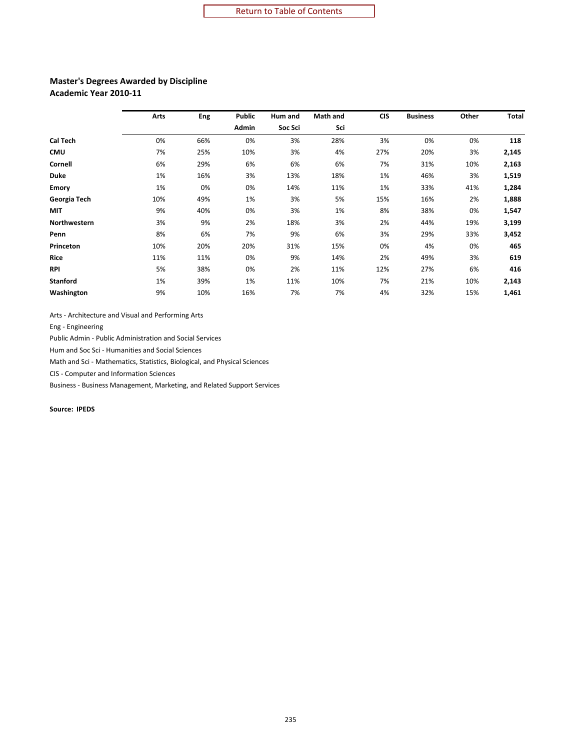**Master's Degrees Awarded by Discipline**
**Academic Year 2010-11**

| | Arts | Eng | Public Admin | Hum and Soc Sci | Math and Sci | CIS | Business | Other | Total |
|---|---|---|---|---|---|---|---|---|---|
| **Cal Tech** | 0% | 66% | 0% | 3% | 28% | 3% | 0% | 0% | **118** |
| **CMU** | 7% | 25% | 10% | 3% | 4% | 27% | 20% | 3% | **2,145** |
| **Cornell** | 6% | 29% | 6% | 6% | 6% | 7% | 31% | 10% | **2,163** |
| **Duke** | 1% | 16% | 3% | 13% | 18% | 1% | 46% | 3% | **1,519** |
| **Emory** | 1% | 0% | 0% | 14% | 11% | 1% | 33% | 41% | **1,284** |
| **Georgia Tech** | 10% | 49% | 1% | 3% | 5% | 15% | 16% | 2% | **1,888** |
| **MIT** | 9% | 40% | 0% | 3% | 1% | 8% | 38% | 0% | **1,547** |
| **Northwestern** | 3% | 9% | 2% | 18% | 3% | 2% | 44% | 19% | **3,199** |
| **Penn** | 8% | 6% | 7% | 9% | 6% | 3% | 29% | 33% | **3,452** |
| **Princeton** | 10% | 20% | 20% | 31% | 15% | 0% | 4% | 0% | **465** |
| **Rice** | 11% | 11% | 0% | 9% | 14% | 2% | 49% | 3% | **619** |
| **RPI** | 5% | 38% | 0% | 2% | 11% | 12% | 27% | 6% | **416** |
| **Stanford** | 1% | 39% | 1% | 11% | 10% | 7% | 21% | 10% | **2,143** |
| **Washington** | 9% | 10% | 16% | 7% | 7% | 4% | 32% | 15% | **1,461** |

Arts - Architecture and Visual and Performing Arts

Eng - Engineering

Public Admin - Public Administration and Social Services

Hum and Soc Sci - Humanities and Social Sciences

Math and Sci - Mathematics, Statistics, Biological, and Physical Sciences

CIS - Computer and Information Sciences

Business - Business Management, Marketing, and Related Support Services

**Source: IPEDS**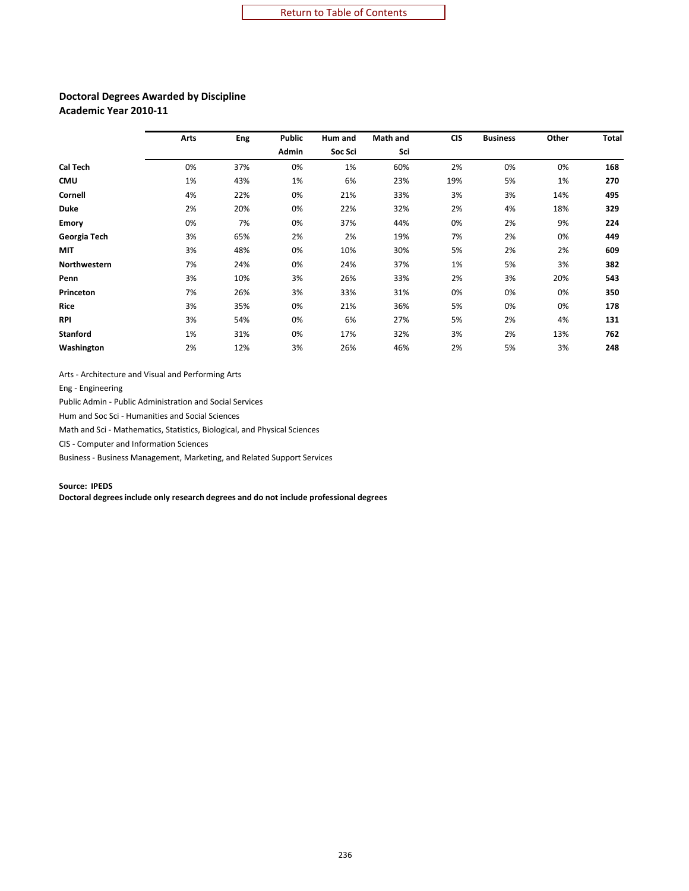## Doctoral Degrees Awarded by Discipline
### Academic Year 2010-11

| | Arts | Eng | Public Admin | Hum and Soc Sci | Math and Sci | CIS | Business | Other | Total |
|---|---|---|---|---|---|---|---|---|---|
| **Cal Tech** | 0% | 37% | 0% | 1% | 60% | 2% | 0% | 0% | **168** |
| **CMU** | 1% | 43% | 1% | 6% | 23% | 19% | 5% | 1% | **270** |
| **Cornell** | 4% | 22% | 0% | 21% | 33% | 3% | 3% | 14% | **495** |
| **Duke** | 2% | 20% | 0% | 22% | 32% | 2% | 4% | 18% | **329** |
| **Emory** | 0% | 7% | 0% | 37% | 44% | 0% | 2% | 9% | **224** |
| **Georgia Tech** | 3% | 65% | 2% | 2% | 19% | 7% | 2% | 0% | **449** |
| **MIT** | 3% | 48% | 0% | 10% | 30% | 5% | 2% | 2% | **609** |
| **Northwestern** | 7% | 24% | 0% | 24% | 37% | 1% | 5% | 3% | **382** |
| **Penn** | 3% | 10% | 3% | 26% | 33% | 2% | 3% | 20% | **543** |
| **Princeton** | 7% | 26% | 3% | 33% | 31% | 0% | 0% | 0% | **350** |
| **Rice** | 3% | 35% | 0% | 21% | 36% | 5% | 0% | 0% | **178** |
| **RPI** | 3% | 54% | 0% | 6% | 27% | 5% | 2% | 4% | **131** |
| **Stanford** | 1% | 31% | 0% | 17% | 32% | 3% | 2% | 13% | **762** |
| **Washington** | 2% | 12% | 3% | 26% | 46% | 2% | 5% | 3% | **248** |

Arts - Architecture and Visual and Performing Arts

Eng - Engineering

Public Admin - Public Administration and Social Services

Hum and Soc Sci - Humanities and Social Sciences

Math and Sci - Mathematics, Statistics, Biological, and Physical Sciences

CIS - Computer and Information Sciences

Business - Business Management, Marketing, and Related Support Services

**Source: IPEDS**

**Doctoral degrees include only research degrees and do not include professional degrees**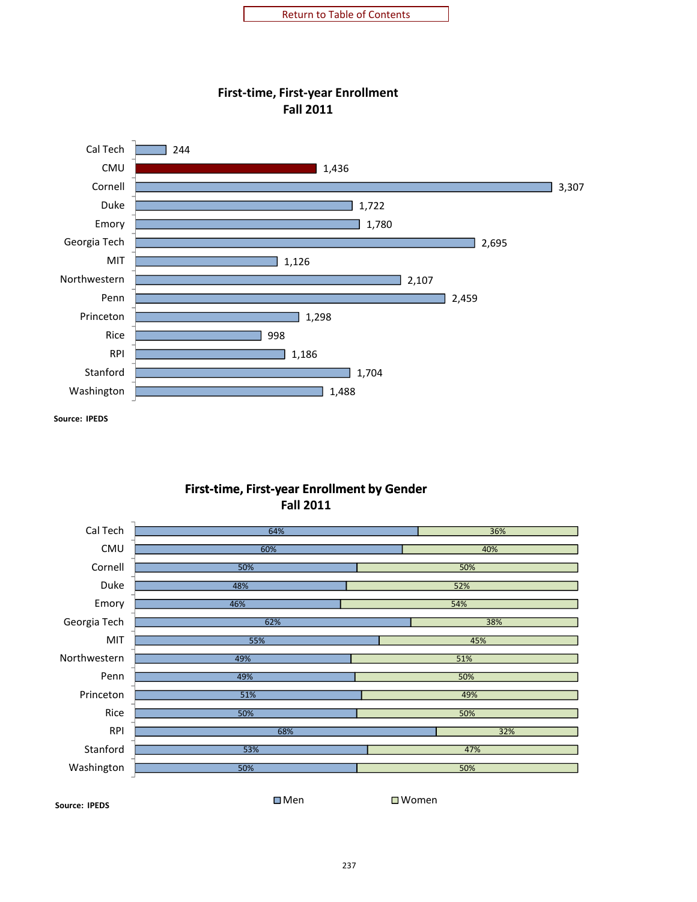Return to Table of Contents

## First-time, First-year Enrollment
## Fall 2011

| Institution | Enrollment |
|---|---|
| Cal Tech | 244 |
| CMU | 1,436 |
| Cornell | 3,307 |
| Duke | 1,722 |
| Emory | 1,780 |
| Georgia Tech | 2,695 |
| MIT | 1,126 |
| Northwestern | 2,107 |
| Penn | 2,459 |
| Princeton | 1,298 |
| Rice | 998 |
| RPI | 1,186 |
| Stanford | 1,704 |
| Washington | 1,488 |

**Source: IPEDS**

## First-time, First-year Enrollment by Gender
## Fall 2011

| Institution | Men | Women |
|---|---|---|
| Cal Tech | 64% | 36% |
| CMU | 60% | 40% |
| Cornell | 50% | 50% |
| Duke | 48% | 52% |
| Emory | 46% | 54% |
| Georgia Tech | 62% | 38% |
| MIT | 55% | 45% |
| Northwestern | 49% | 51% |
| Penn | 49% | 50% |
| Princeton | 51% | 49% |
| Rice | 50% | 50% |
| RPI | 68% | 32% |
| Stanford | 53% | 47% |
| Washington | 50% | 50% |

**Source: IPEDS**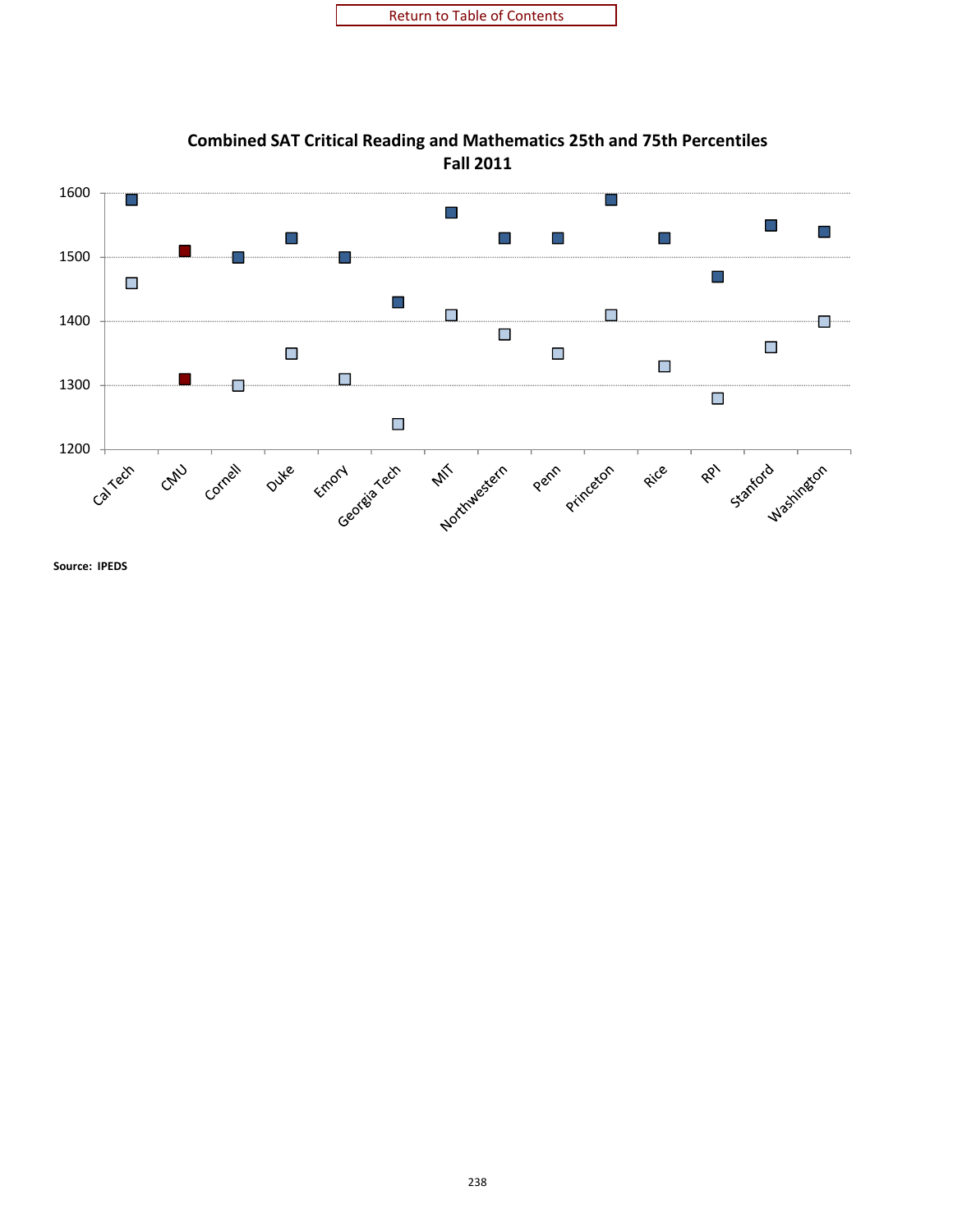Return to Table of Contents

**Combined SAT Critical Reading and Mathematics 25th and 75th Percentiles**
**Fall 2011**

| Institution | 25th Percentile | 75th Percentile |
|---|---|---|
| Cal Tech | 1460 | 1590 |
| CMU | 1310 | 1510 |
| Cornell | 1300 | 1500 |
| Duke | 1350 | 1530 |
| Emory | 1310 | 1500 |
| Georgia Tech | 1240 | 1430 |
| MIT | 1410 | 1570 |
| Northwestern | 1380 | 1530 |
| Penn | 1350 | 1530 |
| Princeton | 1410 | 1590 |
| Rice | 1330 | 1530 |
| RPI | 1280 | 1470 |
| Stanford | 1360 | 1550 |
| Washington | 1400 | 1540 |

**Source: IPEDS**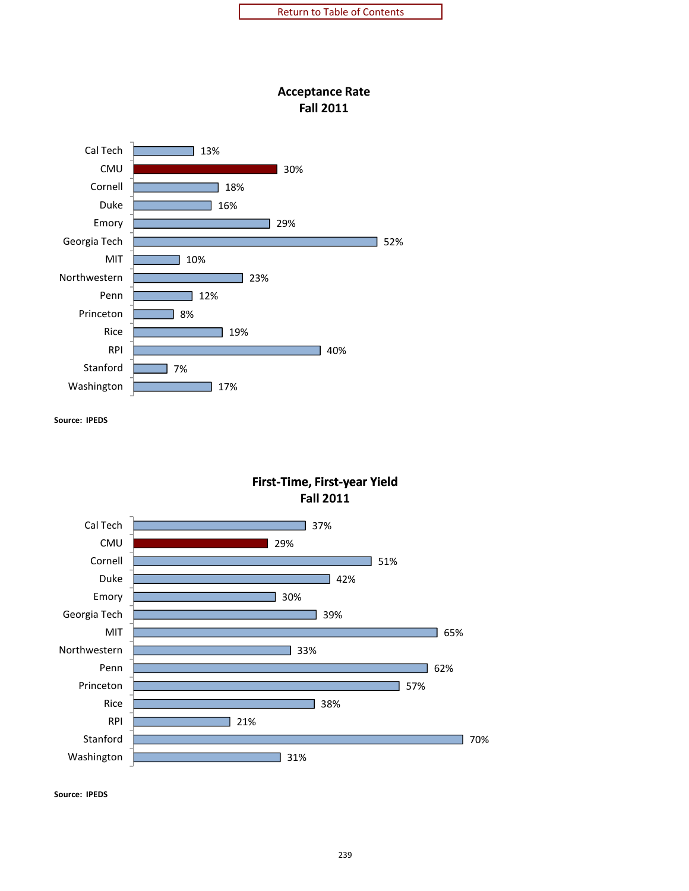Return to Table of Contents

## Acceptance Rate
## Fall 2011

| Institution | Acceptance Rate |
|---|---|
| Cal Tech | 13% |
| CMU | 30% |
| Cornell | 18% |
| Duke | 16% |
| Emory | 29% |
| Georgia Tech | 52% |
| MIT | 10% |
| Northwestern | 23% |
| Penn | 12% |
| Princeton | 8% |
| Rice | 19% |
| RPI | 40% |
| Stanford | 7% |
| Washington | 17% |

**Source: IPEDS**

## First-Time, First-year Yield
## Fall 2011

| Institution | Yield |
|---|---|
| Cal Tech | 37% |
| CMU | 29% |
| Cornell | 51% |
| Duke | 42% |
| Emory | 30% |
| Georgia Tech | 39% |
| MIT | 65% |
| Northwestern | 33% |
| Penn | 62% |
| Princeton | 57% |
| Rice | 38% |
| RPI | 21% |
| Stanford | 70% |
| Washington | 31% |

**Source: IPEDS**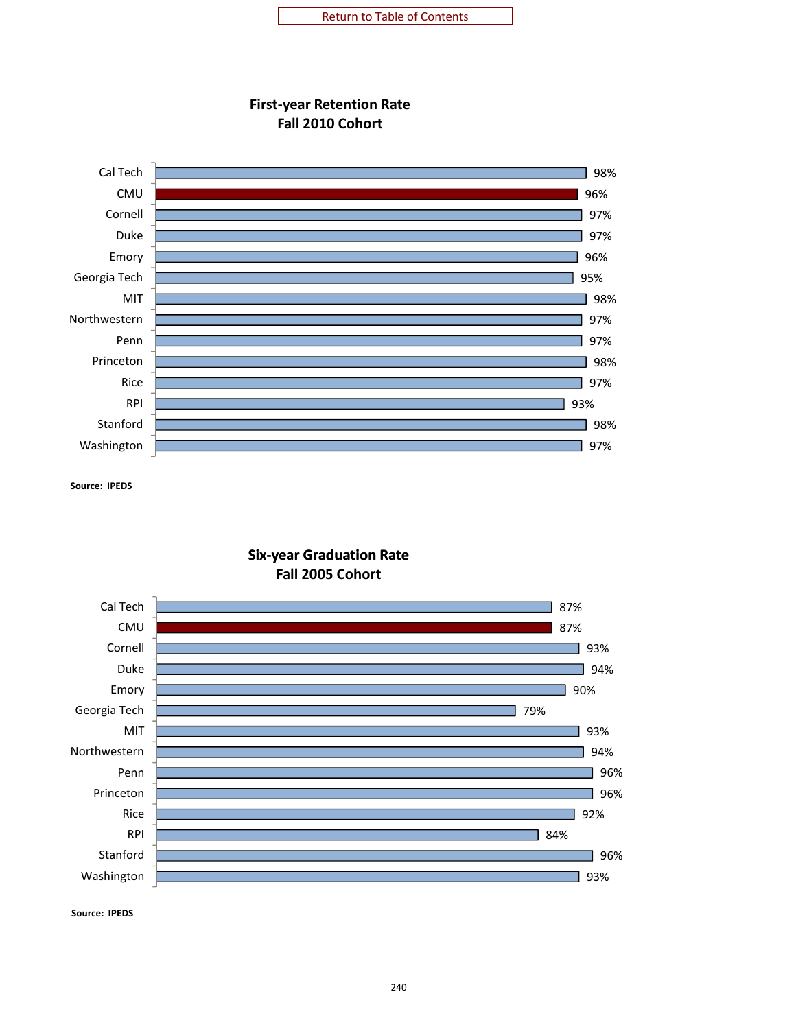Return to Table of Contents

## First-year Retention Rate
## Fall 2010 Cohort

| Institution | Rate |
| --- | --- |
| Cal Tech | 98% |
| CMU | 96% |
| Cornell | 97% |
| Duke | 97% |
| Emory | 96% |
| Georgia Tech | 95% |
| MIT | 98% |
| Northwestern | 97% |
| Penn | 97% |
| Princeton | 98% |
| Rice | 97% |
| RPI | 93% |
| Stanford | 98% |
| Washington | 97% |

**Source: IPEDS**

## Six-year Graduation Rate
## Fall 2005 Cohort

| Institution | Rate |
| --- | --- |
| Cal Tech | 87% |
| CMU | 87% |
| Cornell | 93% |
| Duke | 94% |
| Emory | 90% |
| Georgia Tech | 79% |
| MIT | 93% |
| Northwestern | 94% |
| Penn | 96% |
| Princeton | 96% |
| Rice | 92% |
| RPI | 84% |
| Stanford | 96% |
| Washington | 93% |

**Source: IPEDS**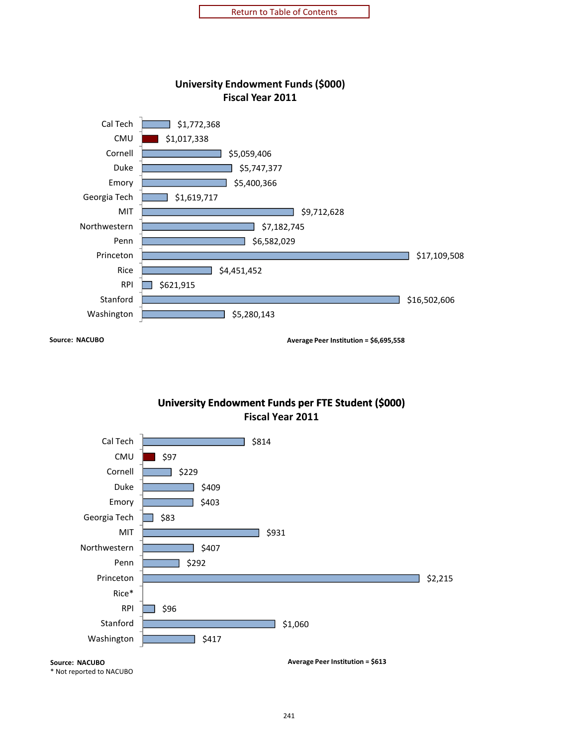Return to Table of Contents

## University Endowment Funds ($000)
### Fiscal Year 2011

| Institution | Endowment Funds ($000) |
|---|---|
| Cal Tech | $1,772,368 |
| CMU | $1,017,338 |
| Cornell | $5,059,406 |
| Duke | $5,747,377 |
| Emory | $5,400,366 |
| Georgia Tech | $1,619,717 |
| MIT | $9,712,628 |
| Northwestern | $7,182,745 |
| Penn | $6,582,029 |
| Princeton | $17,109,508 |
| Rice | $4,451,452 |
| RPI | $621,915 |
| Stanford | $16,502,606 |
| Washington | $5,280,143 |

**Source: NACUBO**

**Average Peer Institution = $6,695,558**

## University Endowment Funds per FTE Student ($000)
### Fiscal Year 2011

| Institution | Endowment Funds per FTE Student ($000) |
|---|---|
| Cal Tech | $814 |
| CMU | $97 |
| Cornell | $229 |
| Duke | $409 |
| Emory | $403 |
| Georgia Tech | $83 |
| MIT | $931 |
| Northwestern | $407 |
| Penn | $292 |
| Princeton | $2,215 |
| Rice* | |
| RPI | $96 |
| Stanford | $1,060 |
| Washington | $417 |

**Source: NACUBO**

\* Not reported to NACUBO

**Average Peer Institution = $613**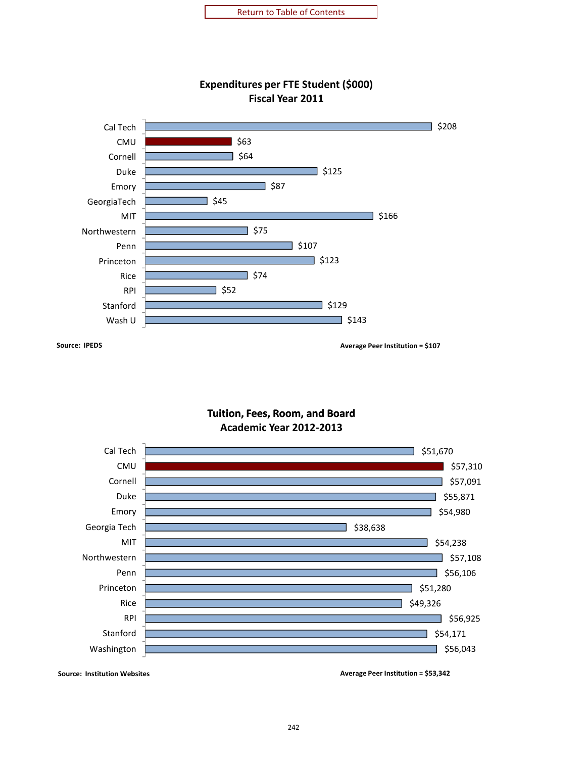Return to Table of Contents

## Expenditures per FTE Student ($000)
### Fiscal Year 2011

| Institution | Expenditures per FTE Student ($000) |
|---|---|
| Cal Tech | $208 |
| CMU | $63 |
| Cornell | $64 |
| Duke | $125 |
| Emory | $87 |
| GeorgiaTech | $45 |
| MIT | $166 |
| Northwestern | $75 |
| Penn | $107 |
| Princeton | $123 |
| Rice | $74 |
| RPI | $52 |
| Stanford | $129 |
| Wash U | $143 |

**Source: IPEDS**

**Average Peer Institution = $107**

## Tuition, Fees, Room, and Board
### Academic Year 2012-2013

| Institution | Tuition, Fees, Room, and Board |
|---|---|
| Cal Tech | $51,670 |
| CMU | $57,310 |
| Cornell | $57,091 |
| Duke | $55,871 |
| Emory | $54,980 |
| Georgia Tech | $38,638 |
| MIT | $54,238 |
| Northwestern | $57,108 |
| Penn | $56,106 |
| Princeton | $51,280 |
| Rice | $49,326 |
| RPI | $56,925 |
| Stanford | $54,171 |
| Washington | $56,043 |

**Source: Institution Websites**

**Average Peer Institution = $53,342**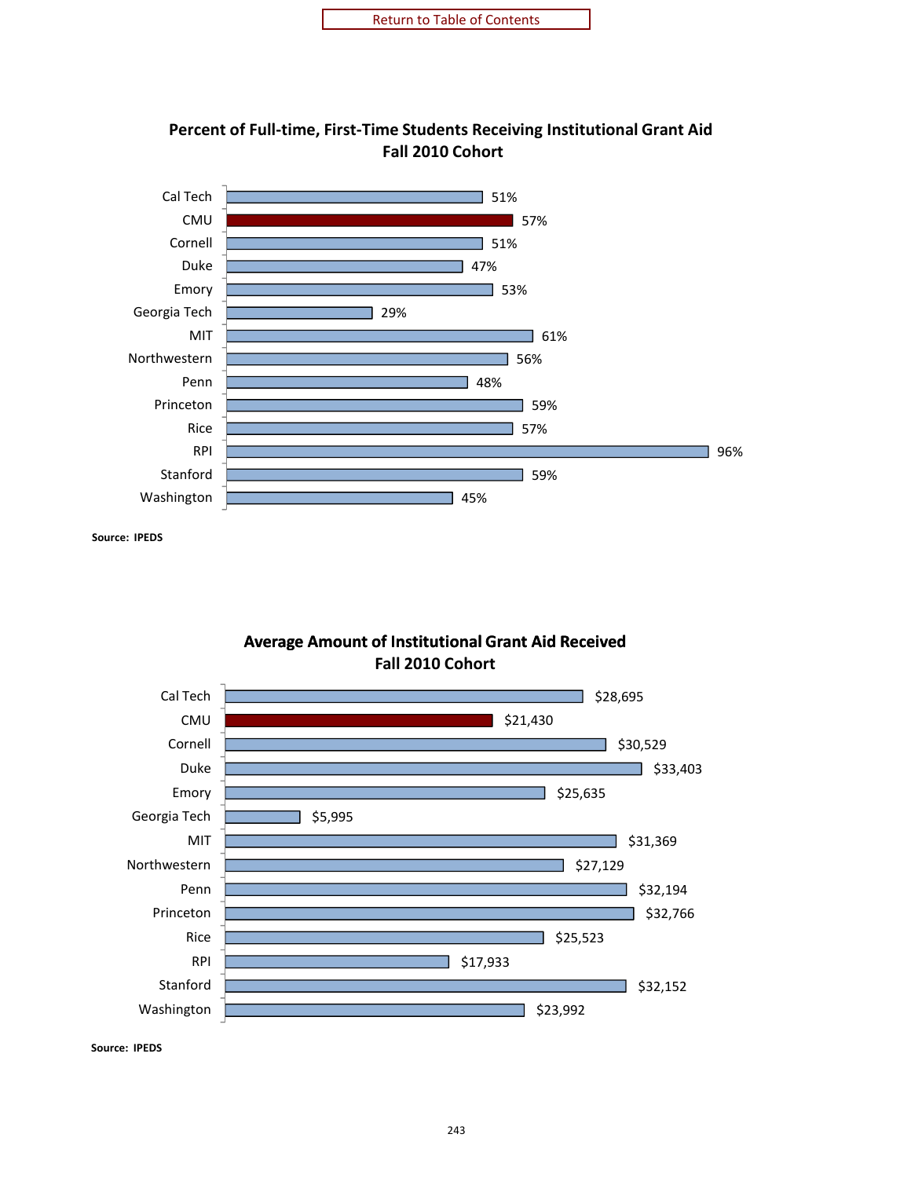Return to Table of Contents

## Percent of Full-time, First-Time Students Receiving Institutional Grant Aid
### Fall 2010 Cohort

| Institution | Percent |
|---|---|
| Cal Tech | 51% |
| CMU | 57% |
| Cornell | 51% |
| Duke | 47% |
| Emory | 53% |
| Georgia Tech | 29% |
| MIT | 61% |
| Northwestern | 56% |
| Penn | 48% |
| Princeton | 59% |
| Rice | 57% |
| RPI | 96% |
| Stanford | 59% |
| Washington | 45% |

**Source: IPEDS**

## Average Amount of Institutional Grant Aid Received
### Fall 2010 Cohort

| Institution | Amount |
|---|---|
| Cal Tech | $28,695 |
| CMU | $21,430 |
| Cornell | $30,529 |
| Duke | $33,403 |
| Emory | $25,635 |
| Georgia Tech | $5,995 |
| MIT | $31,369 |
| Northwestern | $27,129 |
| Penn | $32,194 |
| Princeton | $32,766 |
| Rice | $25,523 |
| RPI | $17,933 |
| Stanford | $32,152 |
| Washington | $23,992 |

**Source: IPEDS**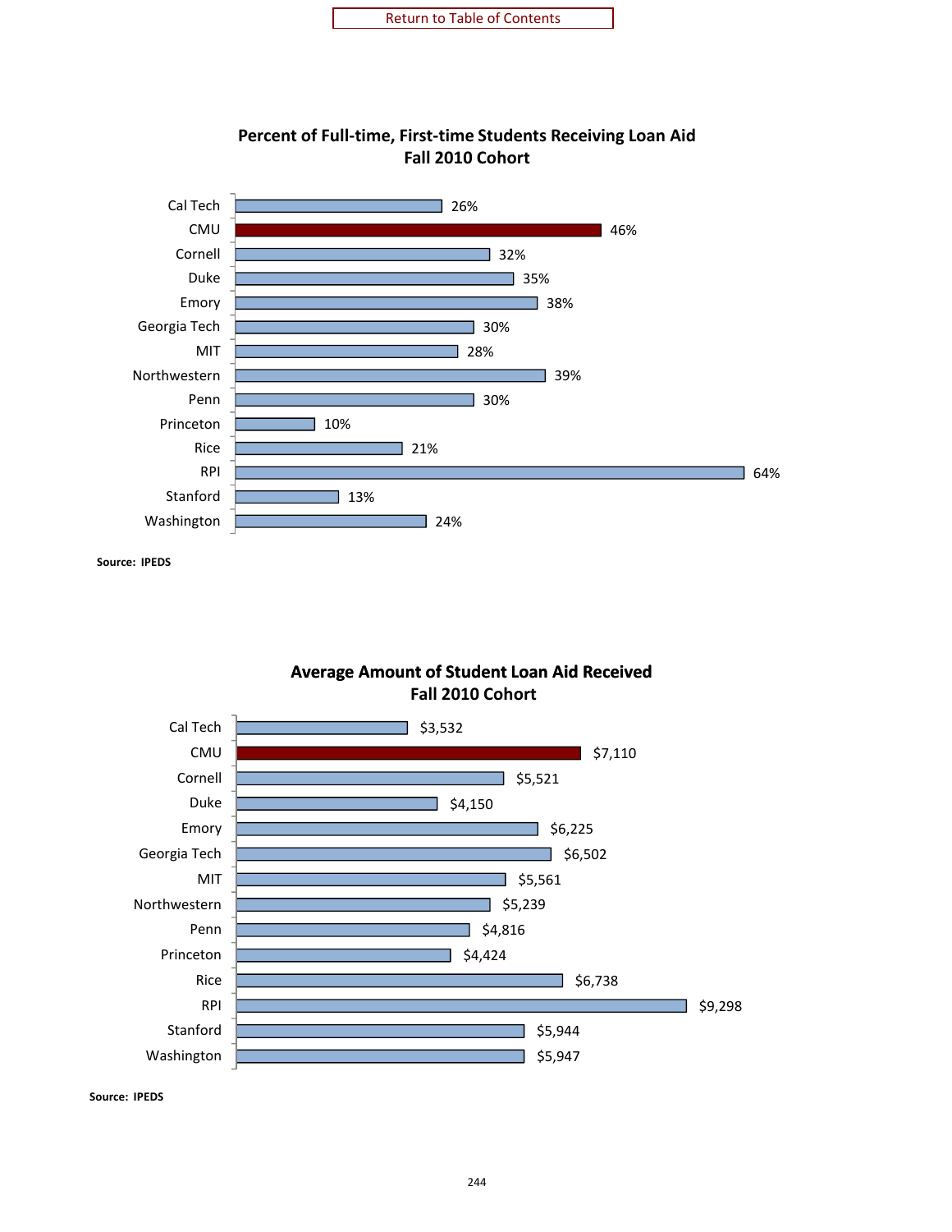Return to Table of Contents

## Percent of Full-time, First-time Students Receiving Loan Aid
### Fall 2010 Cohort

| Institution | Percent |
|---|---|
| Cal Tech | 26% |
| CMU | 46% |
| Cornell | 32% |
| Duke | 35% |
| Emory | 38% |
| Georgia Tech | 30% |
| MIT | 28% |
| Northwestern | 39% |
| Penn | 30% |
| Princeton | 10% |
| Rice | 21% |
| RPI | 64% |
| Stanford | 13% |
| Washington | 24% |

**Source: IPEDS**

## Average Amount of Student Loan Aid Received
### Fall 2010 Cohort

| Institution | Amount |
|---|---|
| Cal Tech | $3,532 |
| CMU | $7,110 |
| Cornell | $5,521 |
| Duke | $4,150 |
| Emory | $6,225 |
| Georgia Tech | $6,502 |
| MIT | $5,561 |
| Northwestern | $5,239 |
| Penn | $4,816 |
| Princeton | $4,424 |
| Rice | $6,738 |
| RPI | $9,298 |
| Stanford | $5,944 |
| Washington | $5,947 |

**Source: IPEDS**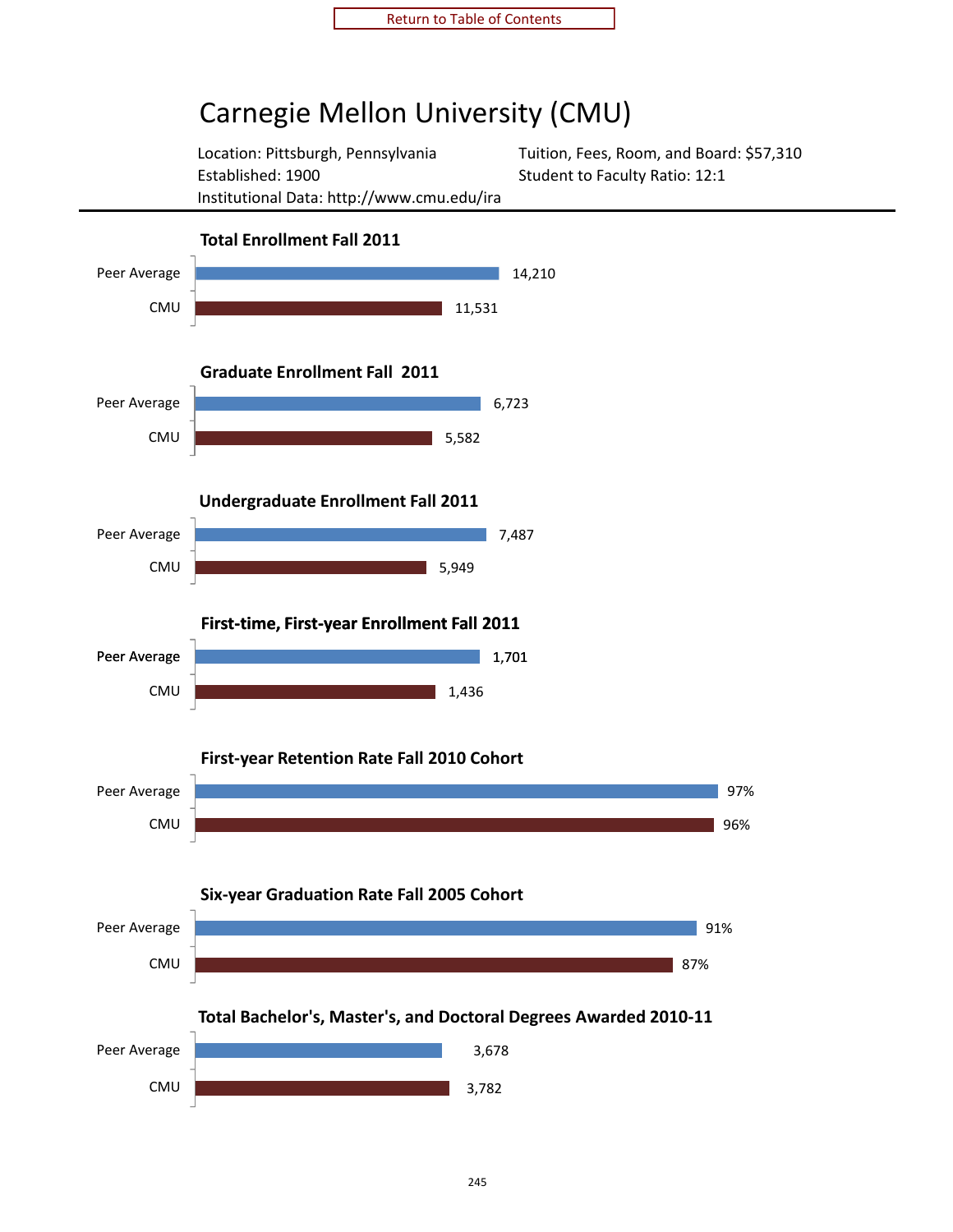# Carnegie Mellon University (CMU)

Location: Pittsburgh, Pennsylvania
Established: 1900
Institutional Data: http://www.cmu.edu/ira

Tuition, Fees, Room, and Board: $57,310
Student to Faculty Ratio: 12:1

**Total Enrollment Fall 2011**

| | Value |
|---|---|
| Peer Average | 14,210 |
| CMU | 11,531 |

**Graduate Enrollment Fall 2011**

| | Value |
|---|---|
| Peer Average | 6,723 |
| CMU | 5,582 |

**Undergraduate Enrollment Fall 2011**

| | Value |
|---|---|
| Peer Average | 7,487 |
| CMU | 5,949 |

**First-time, First-year Enrollment Fall 2011**

| | Value |
|---|---|
| Peer Average | 1,701 |
| CMU | 1,436 |

**First-year Retention Rate Fall 2010 Cohort**

| | Value |
|---|---|
| Peer Average | 97% |
| CMU | 96% |

**Six-year Graduation Rate Fall 2005 Cohort**

| | Value |
|---|---|
| Peer Average | 91% |
| CMU | 87% |

**Total Bachelor's, Master's, and Doctoral Degrees Awarded 2010-11**

| | Value |
|---|---|
| Peer Average | 3,678 |
| CMU | 3,782 |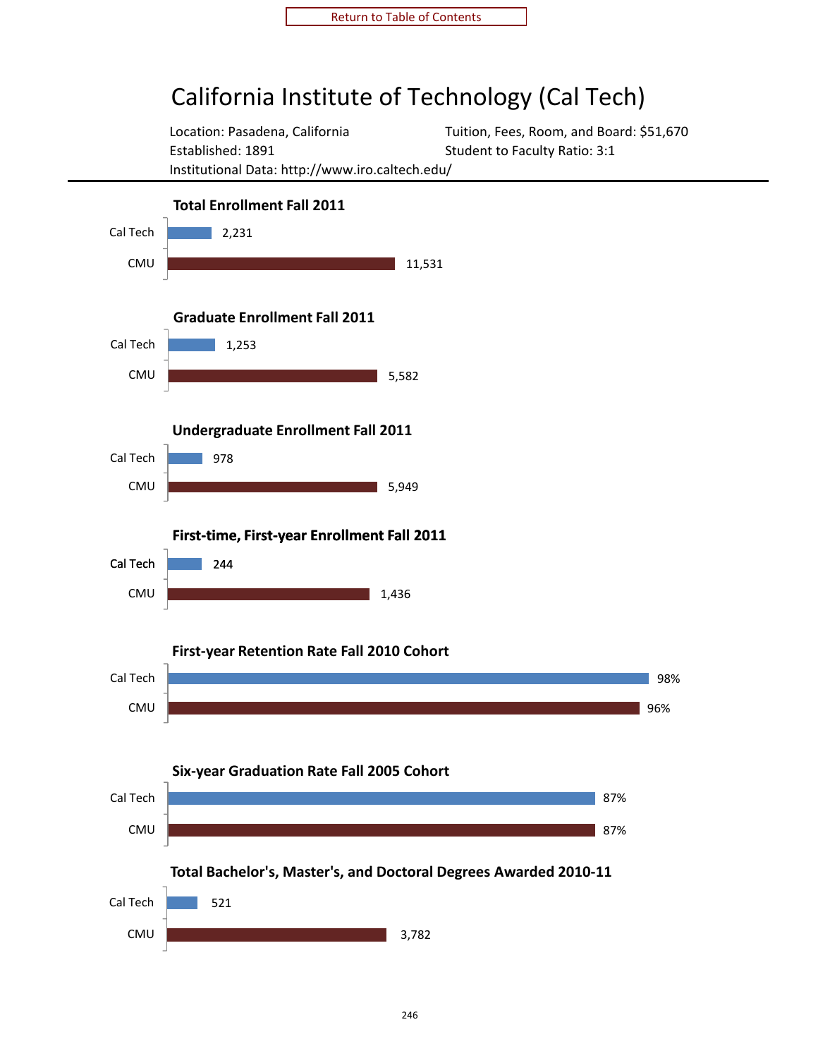Return to Table of Contents

# California Institute of Technology (Cal Tech)

Location: Pasadena, California
Established: 1891
Institutional Data: http://www.iro.caltech.edu/

Tuition, Fees, Room, and Board: $51,670
Student to Faculty Ratio: 3:1

---

**Total Enrollment Fall 2011**

| | |
|---|---|
| Cal Tech | 2,231 |
| CMU | 11,531 |

**Graduate Enrollment Fall 2011**

| | |
|---|---|
| Cal Tech | 1,253 |
| CMU | 5,582 |

**Undergraduate Enrollment Fall 2011**

| | |
|---|---|
| Cal Tech | 978 |
| CMU | 5,949 |

**First-time, First-year Enrollment Fall 2011**

| | |
|---|---|
| Cal Tech | 244 |
| CMU | 1,436 |

**First-year Retention Rate Fall 2010 Cohort**

| | |
|---|---|
| Cal Tech | 98% |
| CMU | 96% |

**Six-year Graduation Rate Fall 2005 Cohort**

| | |
|---|---|
| Cal Tech | 87% |
| CMU | 87% |

**Total Bachelor's, Master's, and Doctoral Degrees Awarded 2010-11**

| | |
|---|---|
| Cal Tech | 521 |
| CMU | 3,782 |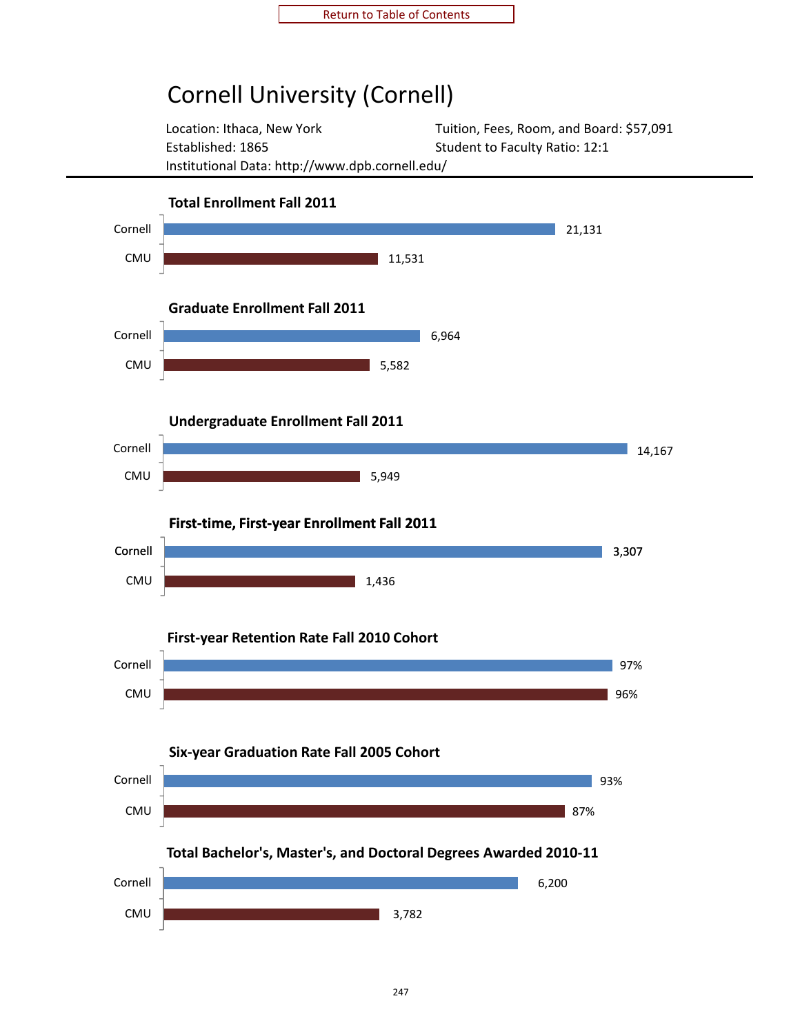Return to Table of Contents

# Cornell University (Cornell)

Location: Ithaca, New York
Established: 1865
Institutional Data: http://www.dpb.cornell.edu/

Tuition, Fees, Room, and Board: $57,091
Student to Faculty Ratio: 12:1

---

### Total Enrollment Fall 2011

| | |
|---|---|
| Cornell | 21,131 |
| CMU | 11,531 |

### Graduate Enrollment Fall 2011

| | |
|---|---|
| Cornell | 6,964 |
| CMU | 5,582 |

### Undergraduate Enrollment Fall 2011

| | |
|---|---|
| Cornell | 14,167 |
| CMU | 5,949 |

### First-time, First-year Enrollment Fall 2011

| | |
|---|---|
| Cornell | 3,307 |
| CMU | 1,436 |

### First-year Retention Rate Fall 2010 Cohort

| | |
|---|---|
| Cornell | 97% |
| CMU | 96% |

### Six-year Graduation Rate Fall 2005 Cohort

| | |
|---|---|
| Cornell | 93% |
| CMU | 87% |

### Total Bachelor's, Master's, and Doctoral Degrees Awarded 2010-11

| | |
|---|---|
| Cornell | 6,200 |
| CMU | 3,782 |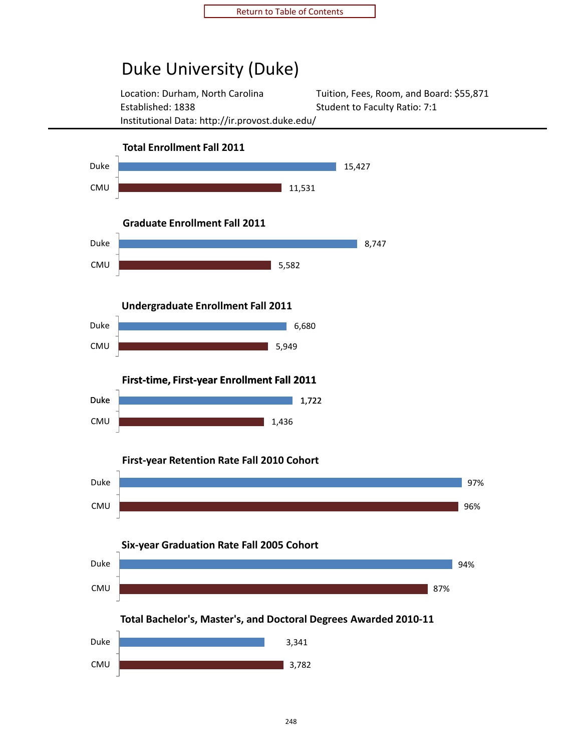# Duke University (Duke)

Location: Durham, North Carolina
Established: 1838
Institutional Data: http://ir.provost.duke.edu/

Tuition, Fees, Room, and Board: $55,871
Student to Faculty Ratio: 7:1

### Total Enrollment Fall 2011

| | |
|---|---|
| Duke | 15,427 |
| CMU | 11,531 |

### Graduate Enrollment Fall 2011

| | |
|---|---|
| Duke | 8,747 |
| CMU | 5,582 |

### Undergraduate Enrollment Fall 2011

| | |
|---|---|
| Duke | 6,680 |
| CMU | 5,949 |

### First-time, First-year Enrollment Fall 2011

| | |
|---|---|
| Duke | 1,722 |
| CMU | 1,436 |

### First-year Retention Rate Fall 2010 Cohort

| | |
|---|---|
| Duke | 97% |
| CMU | 96% |

### Six-year Graduation Rate Fall 2005 Cohort

| | |
|---|---|
| Duke | 94% |
| CMU | 87% |

### Total Bachelor's, Master's, and Doctoral Degrees Awarded 2010-11

| | |
|---|---|
| Duke | 3,341 |
| CMU | 3,782 |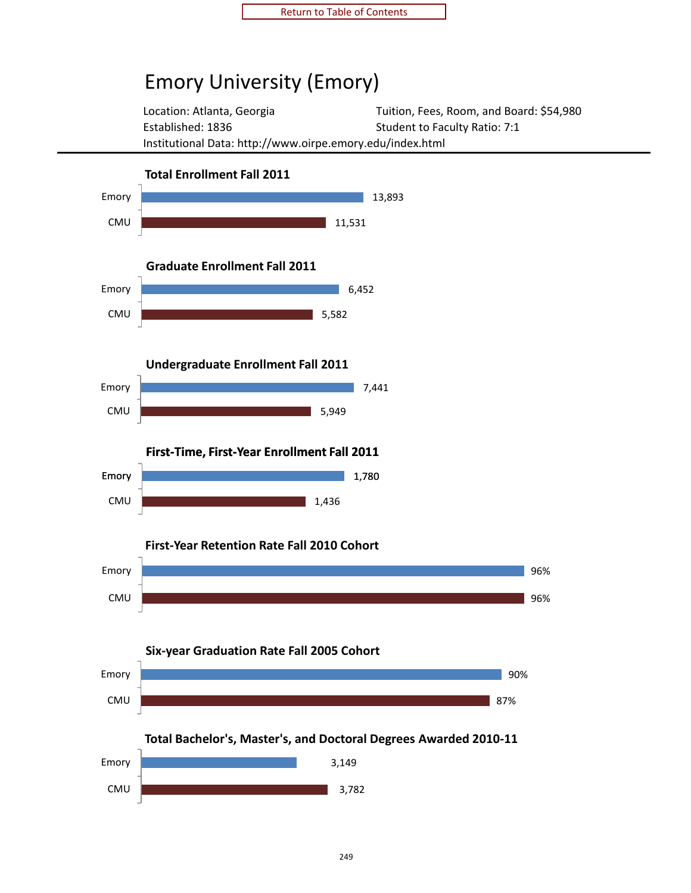# Emory University (Emory)

Location: Atlanta, Georgia
Established: 1836
Institutional Data: http://www.oirpe.emory.edu/index.html

Tuition, Fees, Room, and Board: $54,980
Student to Faculty Ratio: 7:1

---

### Total Enrollment Fall 2011

| | |
|---|---|
| Emory | 13,893 |
| CMU | 11,531 |

### Graduate Enrollment Fall 2011

| | |
|---|---|
| Emory | 6,452 |
| CMU | 5,582 |

### Undergraduate Enrollment Fall 2011

| | |
|---|---|
| Emory | 7,441 |
| CMU | 5,949 |

### First-Time, First-Year Enrollment Fall 2011

| | |
|---|---|
| Emory | 1,780 |
| CMU | 1,436 |

### First-Year Retention Rate Fall 2010 Cohort

| | |
|---|---|
| Emory | 96% |
| CMU | 96% |

### Six-year Graduation Rate Fall 2005 Cohort

| | |
|---|---|
| Emory | 90% |
| CMU | 87% |

### Total Bachelor's, Master's, and Doctoral Degrees Awarded 2010-11

| | |
|---|---|
| Emory | 3,149 |
| CMU | 3,782 |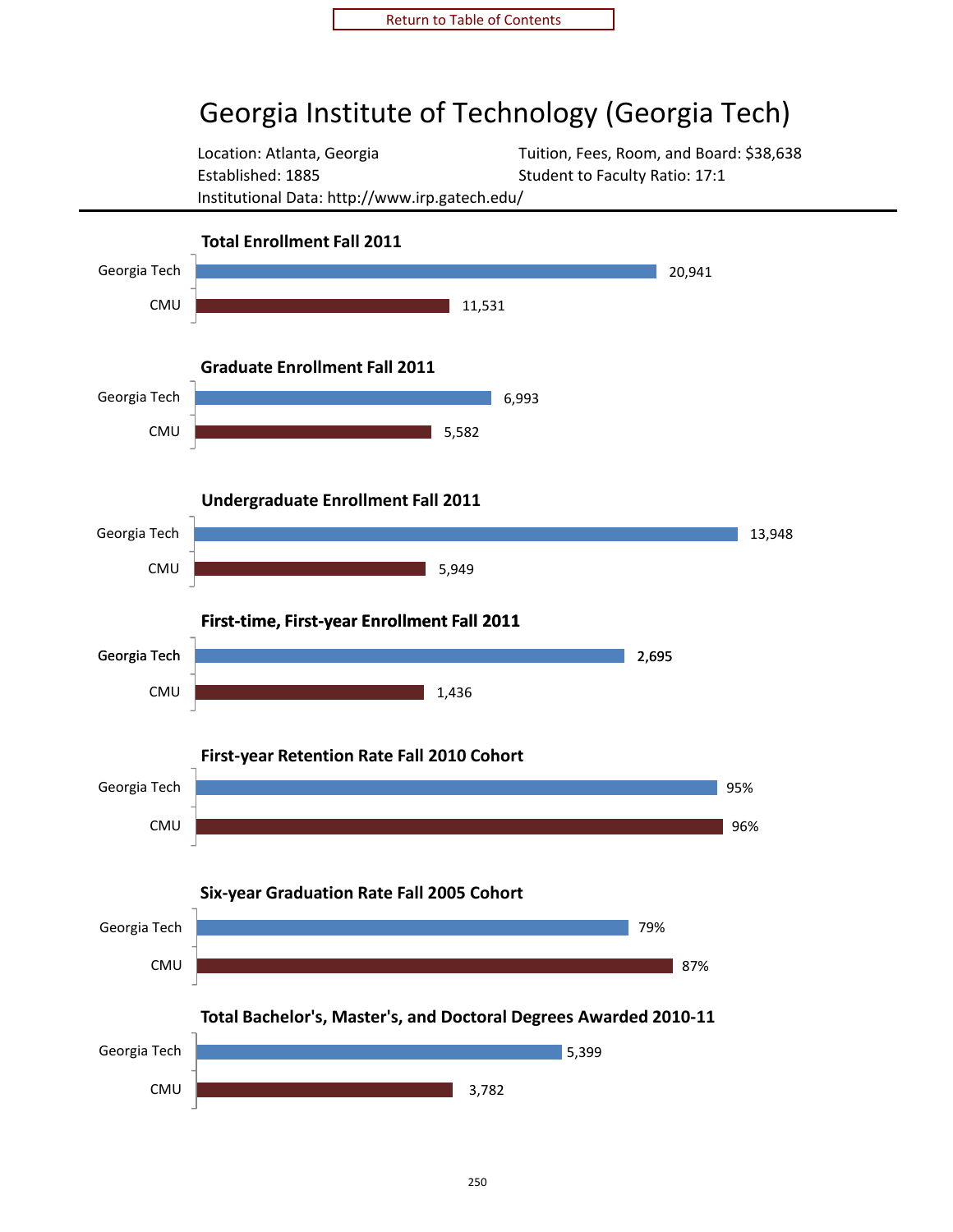# Georgia Institute of Technology (Georgia Tech)

Location: Atlanta, Georgia
Established: 1885
Institutional Data: http://www.irp.gatech.edu/

Tuition, Fees, Room, and Board: $38,638
Student to Faculty Ratio: 17:1

### Total Enrollment Fall 2011

| | |
|---|---|
| Georgia Tech | 20,941 |
| CMU | 11,531 |

### Graduate Enrollment Fall 2011

| | |
|---|---|
| Georgia Tech | 6,993 |
| CMU | 5,582 |

### Undergraduate Enrollment Fall 2011

| | |
|---|---|
| Georgia Tech | 13,948 |
| CMU | 5,949 |

### First-time, First-year Enrollment Fall 2011

| | |
|---|---|
| Georgia Tech | 2,695 |
| CMU | 1,436 |

### First-year Retention Rate Fall 2010 Cohort

| | |
|---|---|
| Georgia Tech | 95% |
| CMU | 96% |

### Six-year Graduation Rate Fall 2005 Cohort

| | |
|---|---|
| Georgia Tech | 79% |
| CMU | 87% |

### Total Bachelor's, Master's, and Doctoral Degrees Awarded 2010-11

| | |
|---|---|
| Georgia Tech | 5,399 |
| CMU | 3,782 |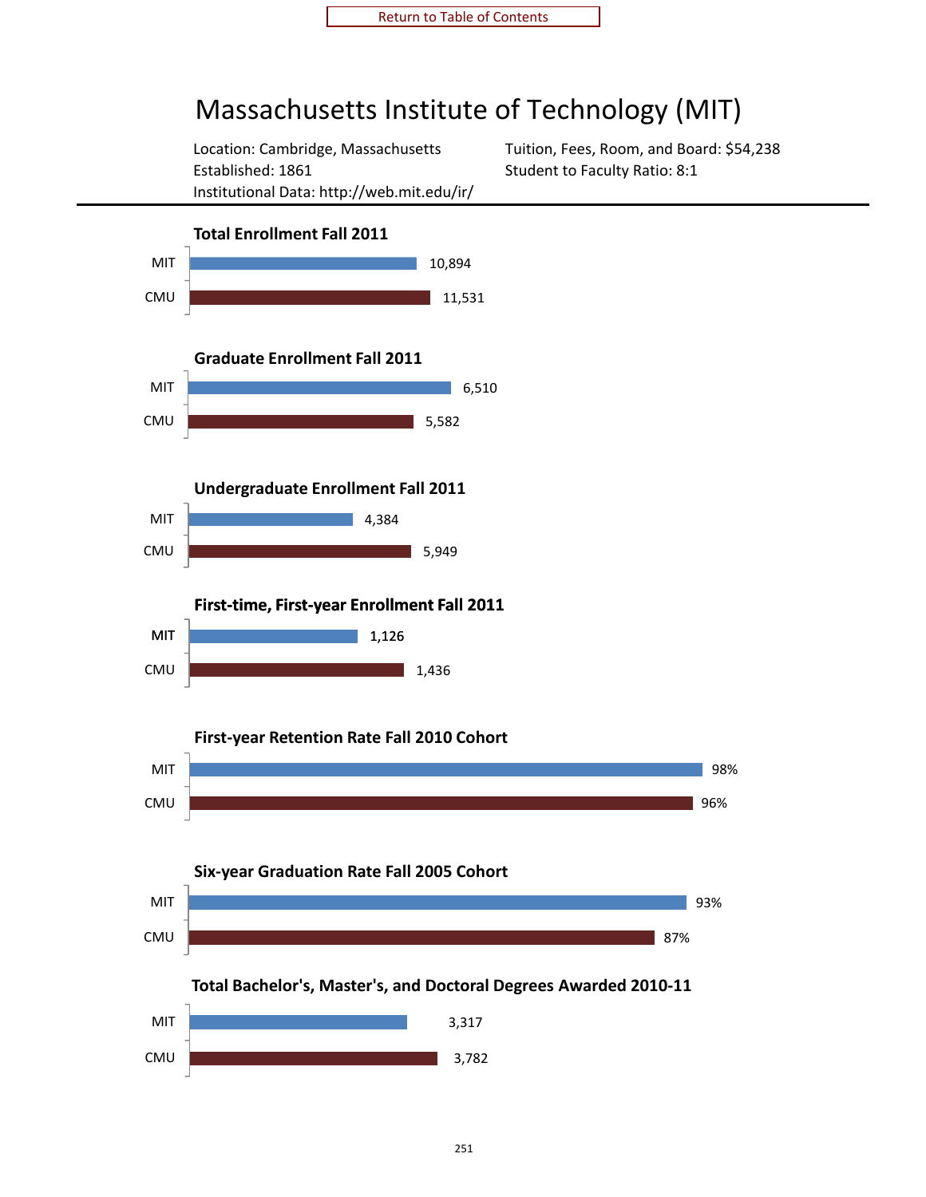Return to Table of Contents

# Massachusetts Institute of Technology (MIT)

Location: Cambridge, Massachusetts
Established: 1861
Institutional Data: http://web.mit.edu/ir/

Tuition, Fees, Room, and Board: $54,238
Student to Faculty Ratio: 8:1

---

### Total Enrollment Fall 2011

| | |
|---|---|
| MIT | 10,894 |
| CMU | 11,531 |

### Graduate Enrollment Fall 2011

| | |
|---|---|
| MIT | 6,510 |
| CMU | 5,582 |

### Undergraduate Enrollment Fall 2011

| | |
|---|---|
| MIT | 4,384 |
| CMU | 5,949 |

### First-time, First-year Enrollment Fall 2011

| | |
|---|---|
| MIT | 1,126 |
| CMU | 1,436 |

### First-year Retention Rate Fall 2010 Cohort

| | |
|---|---|
| MIT | 98% |
| CMU | 96% |

### Six-year Graduation Rate Fall 2005 Cohort

| | |
|---|---|
| MIT | 93% |
| CMU | 87% |

### Total Bachelor's, Master's, and Doctoral Degrees Awarded 2010-11

| | |
|---|---|
| MIT | 3,317 |
| CMU | 3,782 |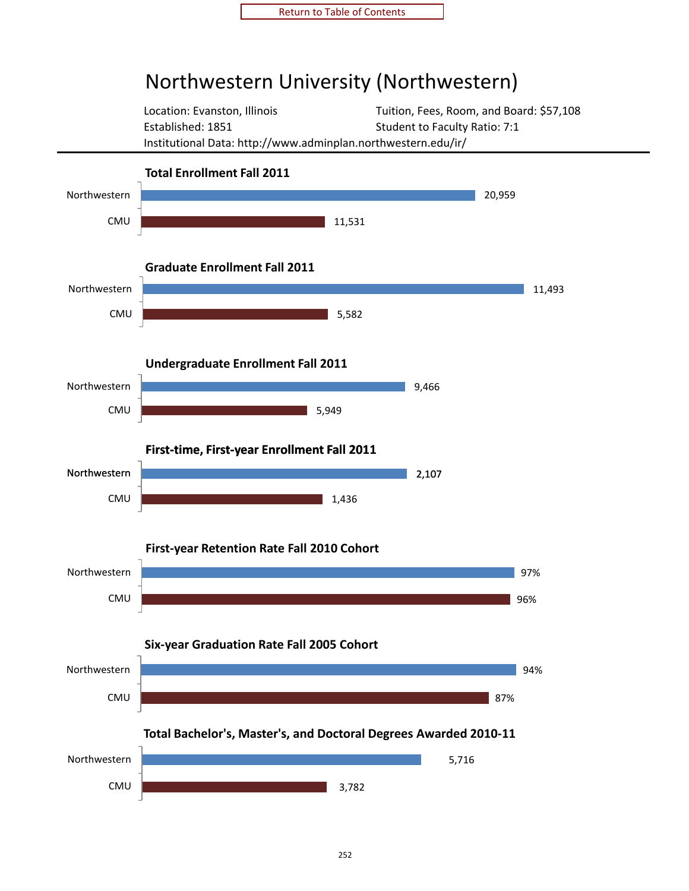Return to Table of Contents

# Northwestern University (Northwestern)

Location: Evanston, Illinois
Established: 1851
Institutional Data: http://www.adminplan.northwestern.edu/ir/

Tuition, Fees, Room, and Board: $57,108
Student to Faculty Ratio: 7:1

### Total Enrollment Fall 2011

| | Enrollment |
|---|---|
| Northwestern | 20,959 |
| CMU | 11,531 |

### Graduate Enrollment Fall 2011

| | Enrollment |
|---|---|
| Northwestern | 11,493 |
| CMU | 5,582 |

### Undergraduate Enrollment Fall 2011

| | Enrollment |
|---|---|
| Northwestern | 9,466 |
| CMU | 5,949 |

### First-time, First-year Enrollment Fall 2011

| | Enrollment |
|---|---|
| Northwestern | 2,107 |
| CMU | 1,436 |

### First-year Retention Rate Fall 2010 Cohort

| | Rate |
|---|---|
| Northwestern | 97% |
| CMU | 96% |

### Six-year Graduation Rate Fall 2005 Cohort

| | Rate |
|---|---|
| Northwestern | 94% |
| CMU | 87% |

### Total Bachelor's, Master's, and Doctoral Degrees Awarded 2010-11

| | Degrees |
|---|---|
| Northwestern | 5,716 |
| CMU | 3,782 |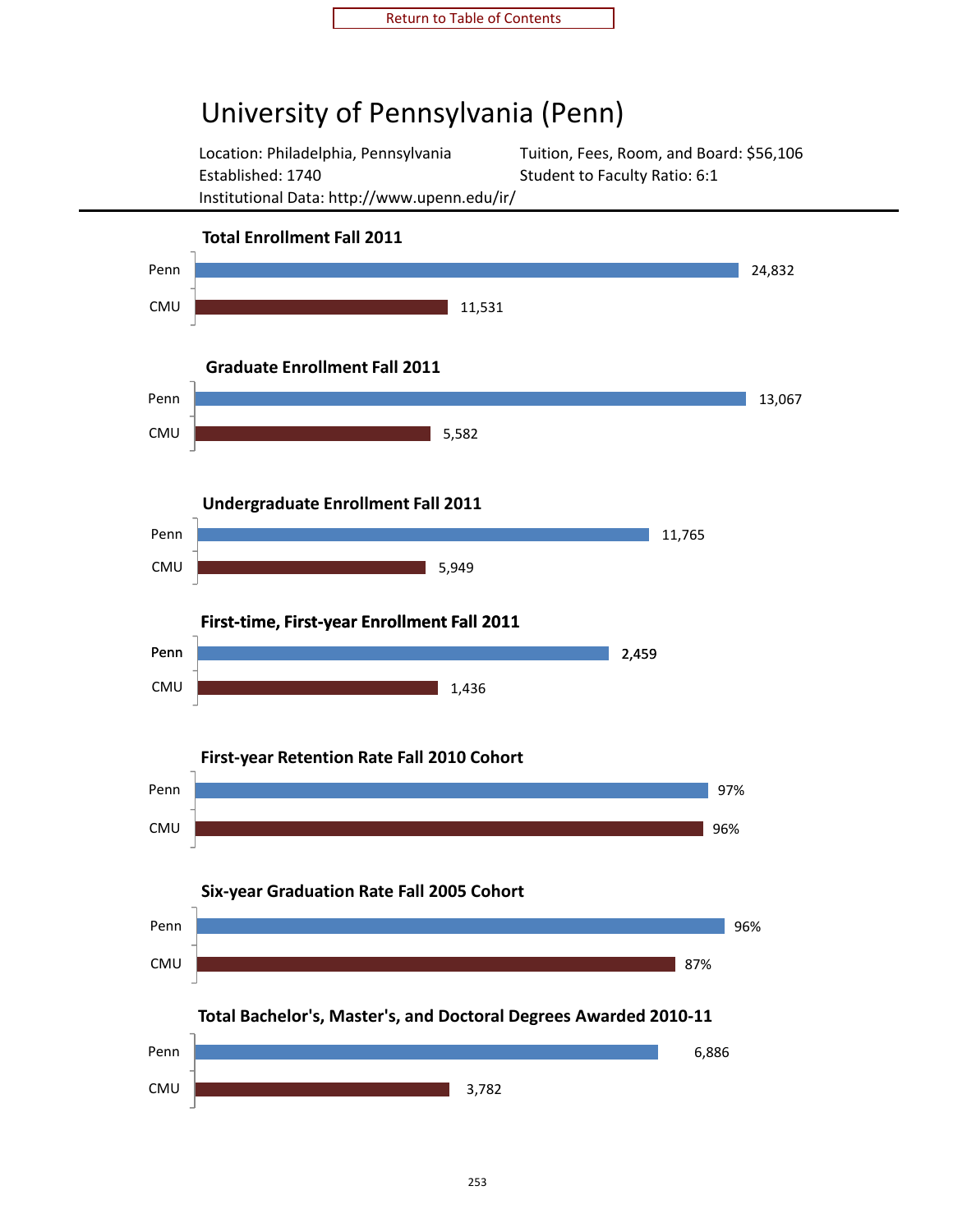Return to Table of Contents

# University of Pennsylvania (Penn)

Location: Philadelphia, Pennsylvania
Established: 1740
Institutional Data: http://www.upenn.edu/ir/

Tuition, Fees, Room, and Board: $56,106
Student to Faculty Ratio: 6:1

**Total Enrollment Fall 2011**

| | |
|---|---|
| Penn | 24,832 |
| CMU | 11,531 |

**Graduate Enrollment Fall 2011**

| | |
|---|---|
| Penn | 13,067 |
| CMU | 5,582 |

**Undergraduate Enrollment Fall 2011**

| | |
|---|---|
| Penn | 11,765 |
| CMU | 5,949 |

**First-time, First-year Enrollment Fall 2011**

| | |
|---|---|
| Penn | 2,459 |
| CMU | 1,436 |

**First-year Retention Rate Fall 2010 Cohort**

| | |
|---|---|
| Penn | 97% |
| CMU | 96% |

**Six-year Graduation Rate Fall 2005 Cohort**

| | |
|---|---|
| Penn | 96% |
| CMU | 87% |

**Total Bachelor's, Master's, and Doctoral Degrees Awarded 2010-11**

| | |
|---|---|
| Penn | 6,886 |
| CMU | 3,782 |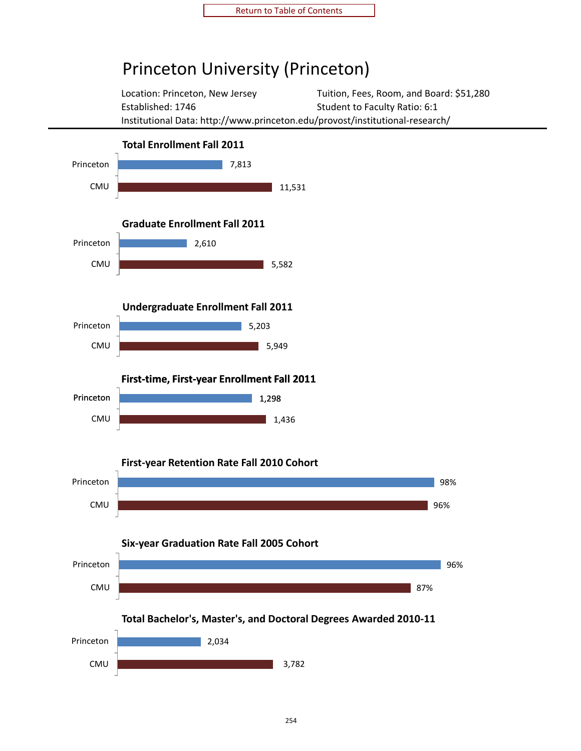Return to Table of Contents

# Princeton University (Princeton)

Location: Princeton, New Jersey
Tuition, Fees, Room, and Board: $51,280
Established: 1746
Student to Faculty Ratio: 6:1
Institutional Data: http://www.princeton.edu/provost/institutional-research/

---

### Total Enrollment Fall 2011

| | |
|---|---|
| Princeton | 7,813 |
| CMU | 11,531 |

### Graduate Enrollment Fall 2011

| | |
|---|---|
| Princeton | 2,610 |
| CMU | 5,582 |

### Undergraduate Enrollment Fall 2011

| | |
|---|---|
| Princeton | 5,203 |
| CMU | 5,949 |

### First-time, First-year Enrollment Fall 2011

| | |
|---|---|
| Princeton | 1,298 |
| CMU | 1,436 |

### First-year Retention Rate Fall 2010 Cohort

| | |
|---|---|
| Princeton | 98% |
| CMU | 96% |

### Six-year Graduation Rate Fall 2005 Cohort

| | |
|---|---|
| Princeton | 96% |
| CMU | 87% |

### Total Bachelor's, Master's, and Doctoral Degrees Awarded 2010-11

| | |
|---|---|
| Princeton | 2,034 |
| CMU | 3,782 |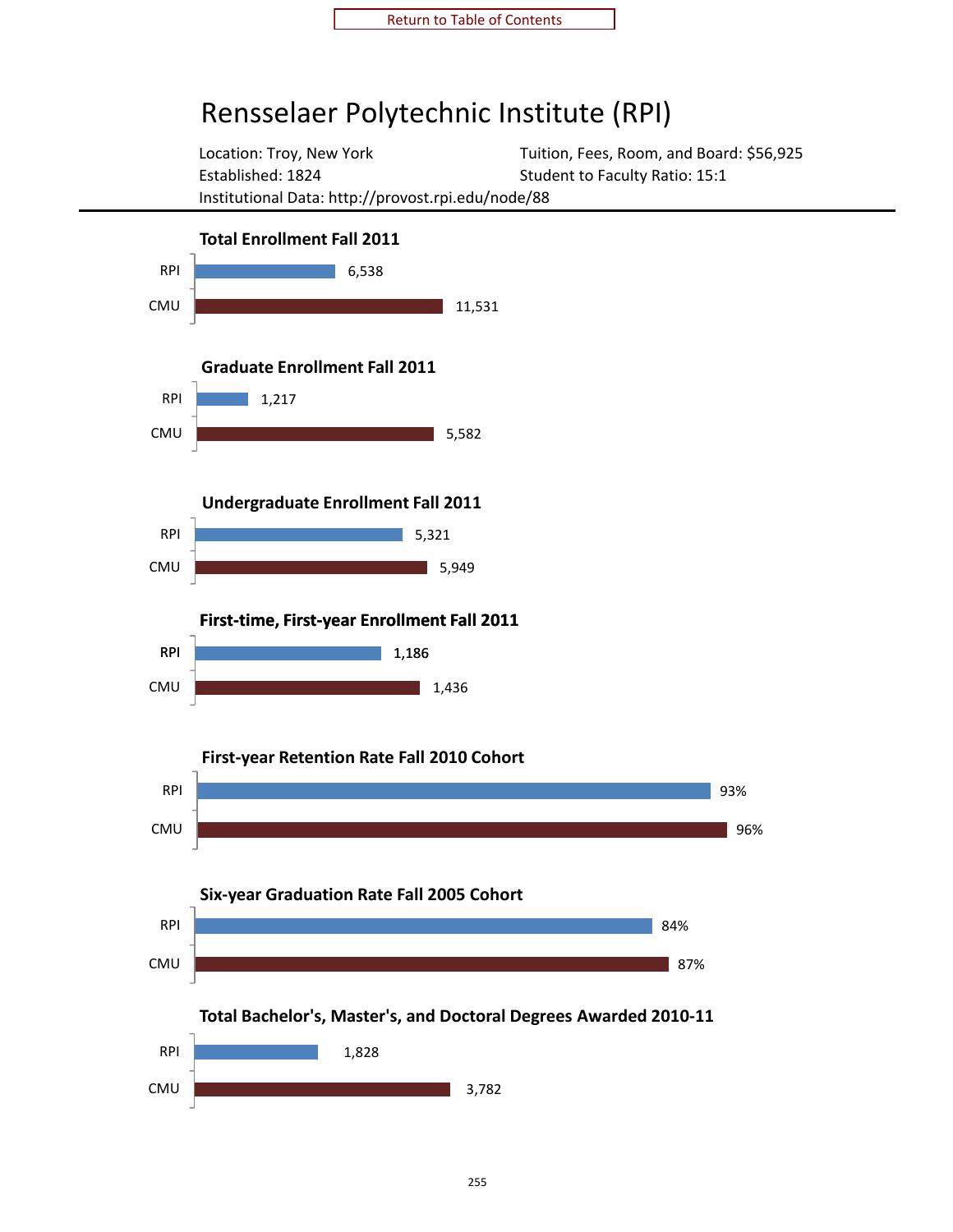Return to Table of Contents

# Rensselaer Polytechnic Institute (RPI)

Location: Troy, New York
Established: 1824
Institutional Data: http://provost.rpi.edu/node/88

Tuition, Fees, Room, and Board: $56,925
Student to Faculty Ratio: 15:1

### Total Enrollment Fall 2011

| | |
|---|---|
| RPI | 6,538 |
| CMU | 11,531 |

### Graduate Enrollment Fall 2011

| | |
|---|---|
| RPI | 1,217 |
| CMU | 5,582 |

### Undergraduate Enrollment Fall 2011

| | |
|---|---|
| RPI | 5,321 |
| CMU | 5,949 |

### First-time, First-year Enrollment Fall 2011

| | |
|---|---|
| RPI | 1,186 |
| CMU | 1,436 |

### First-year Retention Rate Fall 2010 Cohort

| | |
|---|---|
| RPI | 93% |
| CMU | 96% |

### Six-year Graduation Rate Fall 2005 Cohort

| | |
|---|---|
| RPI | 84% |
| CMU | 87% |

### Total Bachelor's, Master's, and Doctoral Degrees Awarded 2010-11

| | |
|---|---|
| RPI | 1,828 |
| CMU | 3,782 |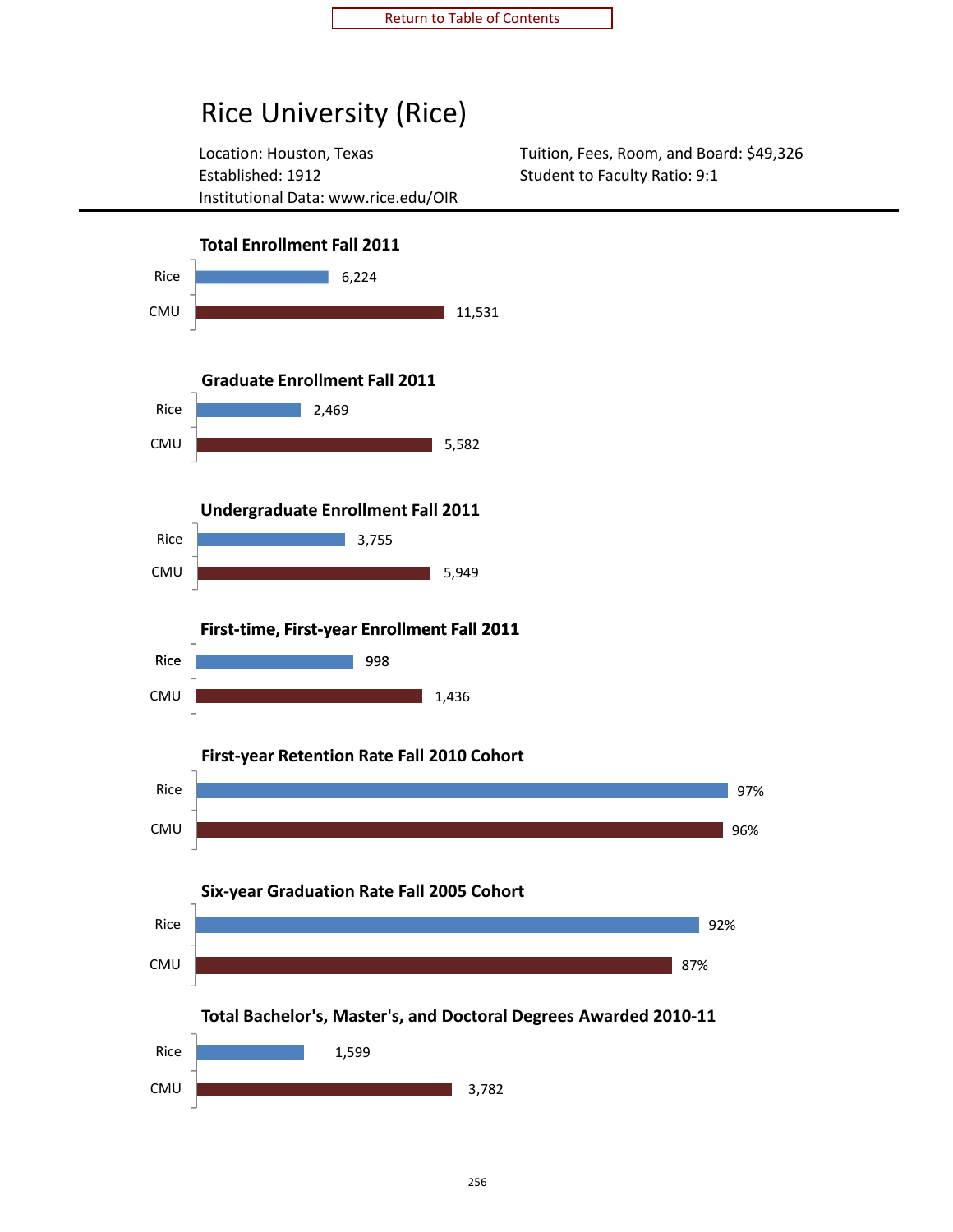Return to Table of Contents

# Rice University (Rice)

Location: Houston, Texas
Established: 1912
Institutional Data: www.rice.edu/OIR

Tuition, Fees, Room, and Board: $49,326
Student to Faculty Ratio: 9:1

### Total Enrollment Fall 2011

| | |
|---|---|
| Rice | 6,224 |
| CMU | 11,531 |

### Graduate Enrollment Fall 2011

| | |
|---|---|
| Rice | 2,469 |
| CMU | 5,582 |

### Undergraduate Enrollment Fall 2011

| | |
|---|---|
| Rice | 3,755 |
| CMU | 5,949 |

### First-time, First-year Enrollment Fall 2011

| | |
|---|---|
| Rice | 998 |
| CMU | 1,436 |

### First-year Retention Rate Fall 2010 Cohort

| | |
|---|---|
| Rice | 97% |
| CMU | 96% |

### Six-year Graduation Rate Fall 2005 Cohort

| | |
|---|---|
| Rice | 92% |
| CMU | 87% |

### Total Bachelor's, Master's, and Doctoral Degrees Awarded 2010-11

| | |
|---|---|
| Rice | 1,599 |
| CMU | 3,782 |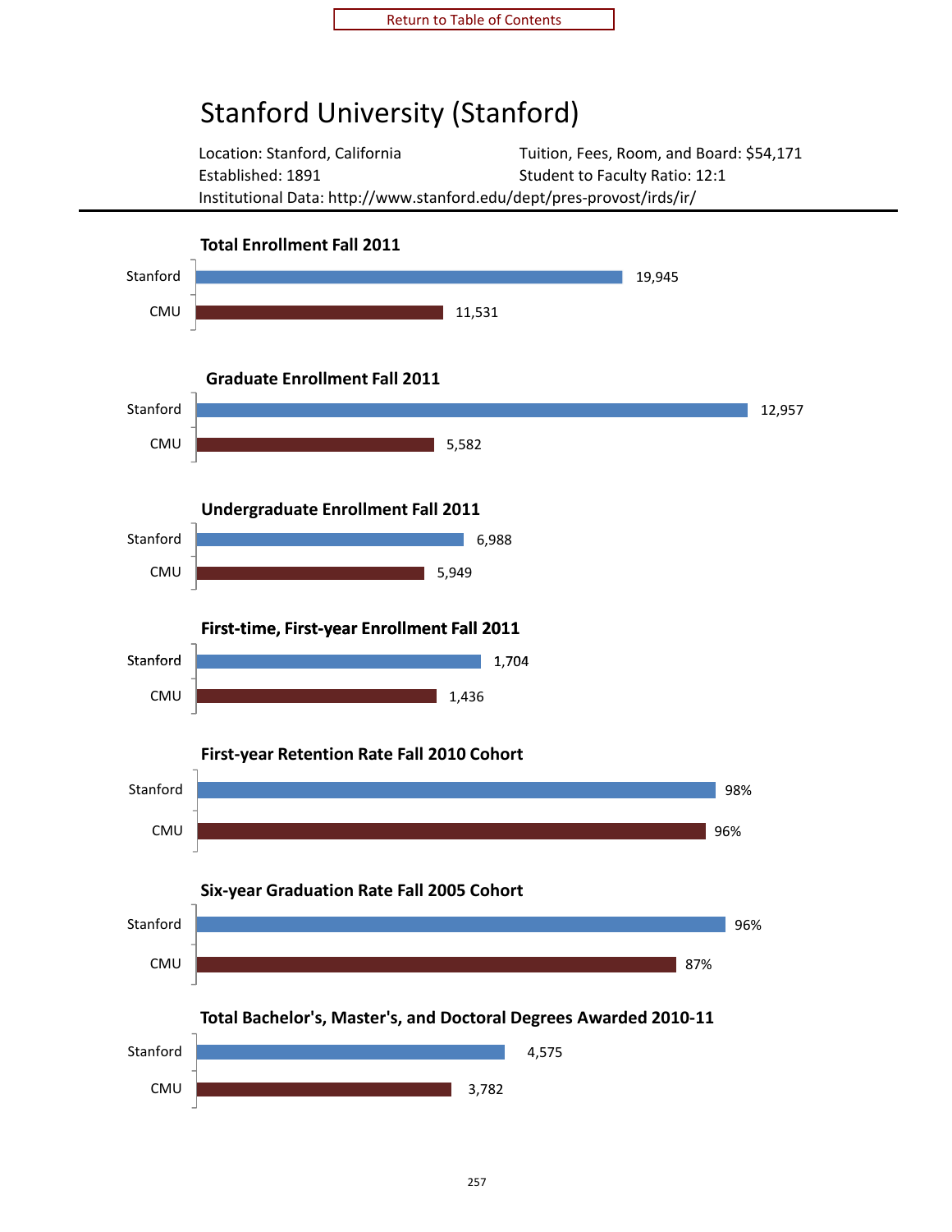# Stanford University (Stanford)

Location: Stanford, California

Tuition, Fees, Room, and Board: $54,171

Established: 1891

Student to Faculty Ratio: 12:1

Institutional Data: http://www.stanford.edu/dept/pres-provost/irds/ir/

**Total Enrollment Fall 2011**

| | |
|---|---|
| Stanford | 19,945 |
| CMU | 11,531 |

**Graduate Enrollment Fall 2011**

| | |
|---|---|
| Stanford | 12,957 |
| CMU | 5,582 |

**Undergraduate Enrollment Fall 2011**

| | |
|---|---|
| Stanford | 6,988 |
| CMU | 5,949 |

**First-time, First-year Enrollment Fall 2011**

| | |
|---|---|
| Stanford | 1,704 |
| CMU | 1,436 |

**First-year Retention Rate Fall 2010 Cohort**

| | |
|---|---|
| Stanford | 98% |
| CMU | 96% |

**Six-year Graduation Rate Fall 2005 Cohort**

| | |
|---|---|
| Stanford | 96% |
| CMU | 87% |

**Total Bachelor's, Master's, and Doctoral Degrees Awarded 2010-11**

| | |
|---|---|
| Stanford | 4,575 |
| CMU | 3,782 |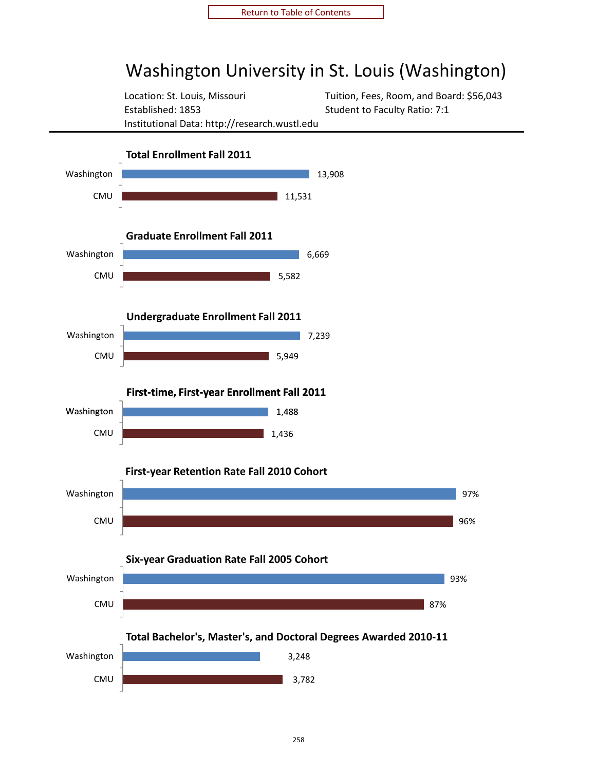Return to Table of Contents

# Washington University in St. Louis (Washington)

Location: St. Louis, Missouri
Established: 1853
Institutional Data: http://research.wustl.edu

Tuition, Fees, Room, and Board: $56,043
Student to Faculty Ratio: 7:1

**Total Enrollment Fall 2011**

Washington 13,908
CMU 11,531

**Graduate Enrollment Fall 2011**

Washington 6,669
CMU 5,582

**Undergraduate Enrollment Fall 2011**

Washington 7,239
CMU 5,949

**First-time, First-year Enrollment Fall 2011**

Washington 1,488
CMU 1,436

**First-year Retention Rate Fall 2010 Cohort**

Washington 97%
CMU 96%

**Six-year Graduation Rate Fall 2005 Cohort**

Washington 93%
CMU 87%

**Total Bachelor's, Master's, and Doctoral Degrees Awarded 2010-11**

Washington 3,248
CMU 3,782